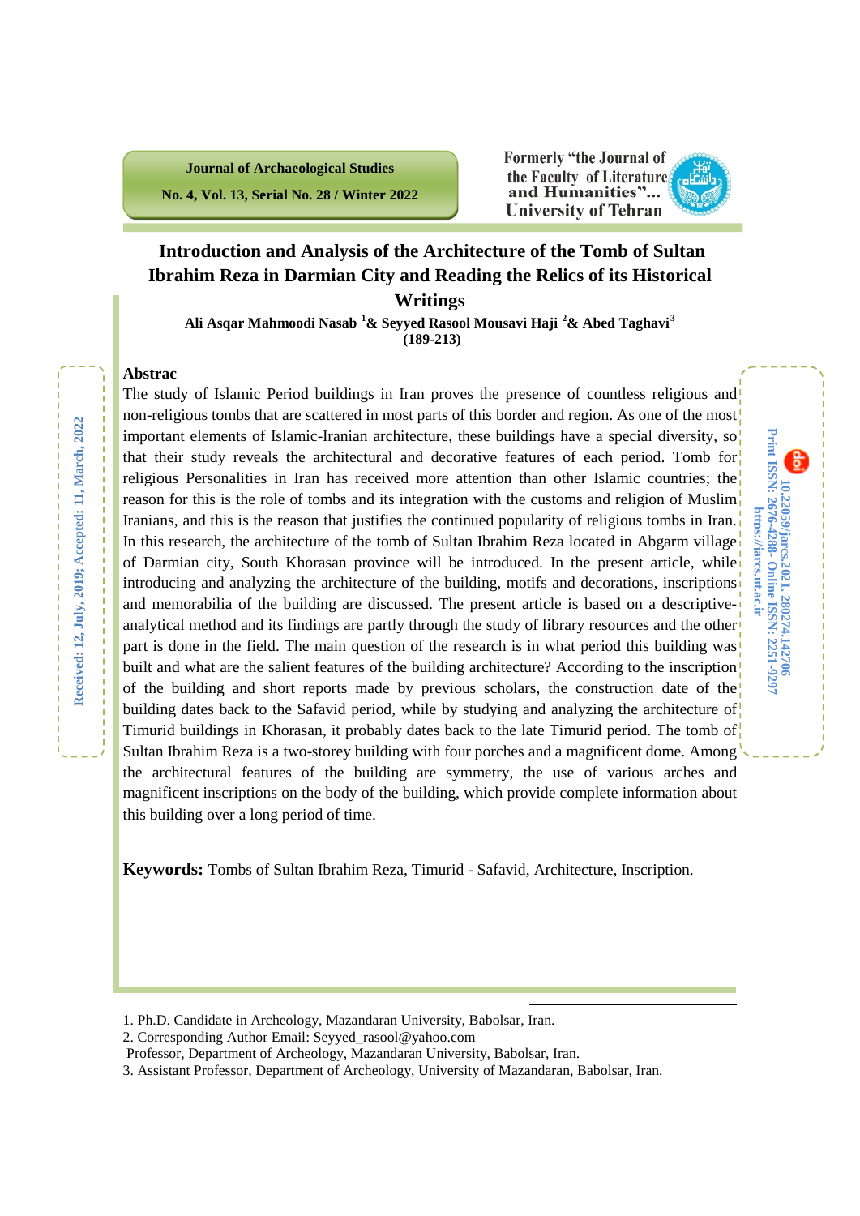# Introduction and Analysis of the Architecture of the Tomb of Sultan Ibrahim Reza in Darmian City and Reading the Relics of its Historical Writings

**Ali Asqar Mahmoodi Nasab [1]& Seyyed Rasool Mousavi Haji [2]& Abed Taghavi[3]**

**(189-213)**

Received: 12, July, 2019; Accepted: 11, March, 2022

10.22059/jarcs.2021. 280274.142706
Print ISSN: 2676-4288- Online ISSN: 2251-9297
https://jarcs.ut.ac.ir

## Abstrac

The study of Islamic Period buildings in Iran proves the presence of countless religious and non-religious tombs that are scattered in most parts of this border and region. As one of the most important elements of Islamic-Iranian architecture, these buildings have a special diversity, so that their study reveals the architectural and decorative features of each period. Tomb for religious Personalities in Iran has received more attention than other Islamic countries; the reason for this is the role of tombs and its integration with the customs and religion of Muslim Iranians, and this is the reason that justifies the continued popularity of religious tombs in Iran. In this research, the architecture of the tomb of Sultan Ibrahim Reza located in Abgarm village of Darmian city, South Khorasan province will be introduced. In the present article, while introducing and analyzing the architecture of the building, motifs and decorations, inscriptions and memorabilia of the building are discussed. The present article is based on a descriptive-analytical method and its findings are partly through the study of library resources and the other part is done in the field. The main question of the research is in what period this building was built and what are the salient features of the building architecture? According to the inscription of the building and short reports made by previous scholars, the construction date of the building dates back to the Safavid period, while by studying and analyzing the architecture of Timurid buildings in Khorasan, it probably dates back to the late Timurid period. The tomb of Sultan Ibrahim Reza is a two-storey building with four porches and a magnificent dome. Among the architectural features of the building are symmetry, the use of various arches and magnificent inscriptions on the body of the building, which provide complete information about this building over a long period of time.

**Keywords:** Tombs of Sultan Ibrahim Reza, Timurid - Safavid, Architecture, Inscription.

---

1. Ph.D. Candidate in Archeology, Mazandaran University, Babolsar, Iran.
2. Corresponding Author Email: Seyyed_rasool@yahoo.com
 Professor, Department of Archeology, Mazandaran University, Babolsar, Iran.
3. Assistant Professor, Department of Archeology, University of Mazandaran, Babolsar, Iran.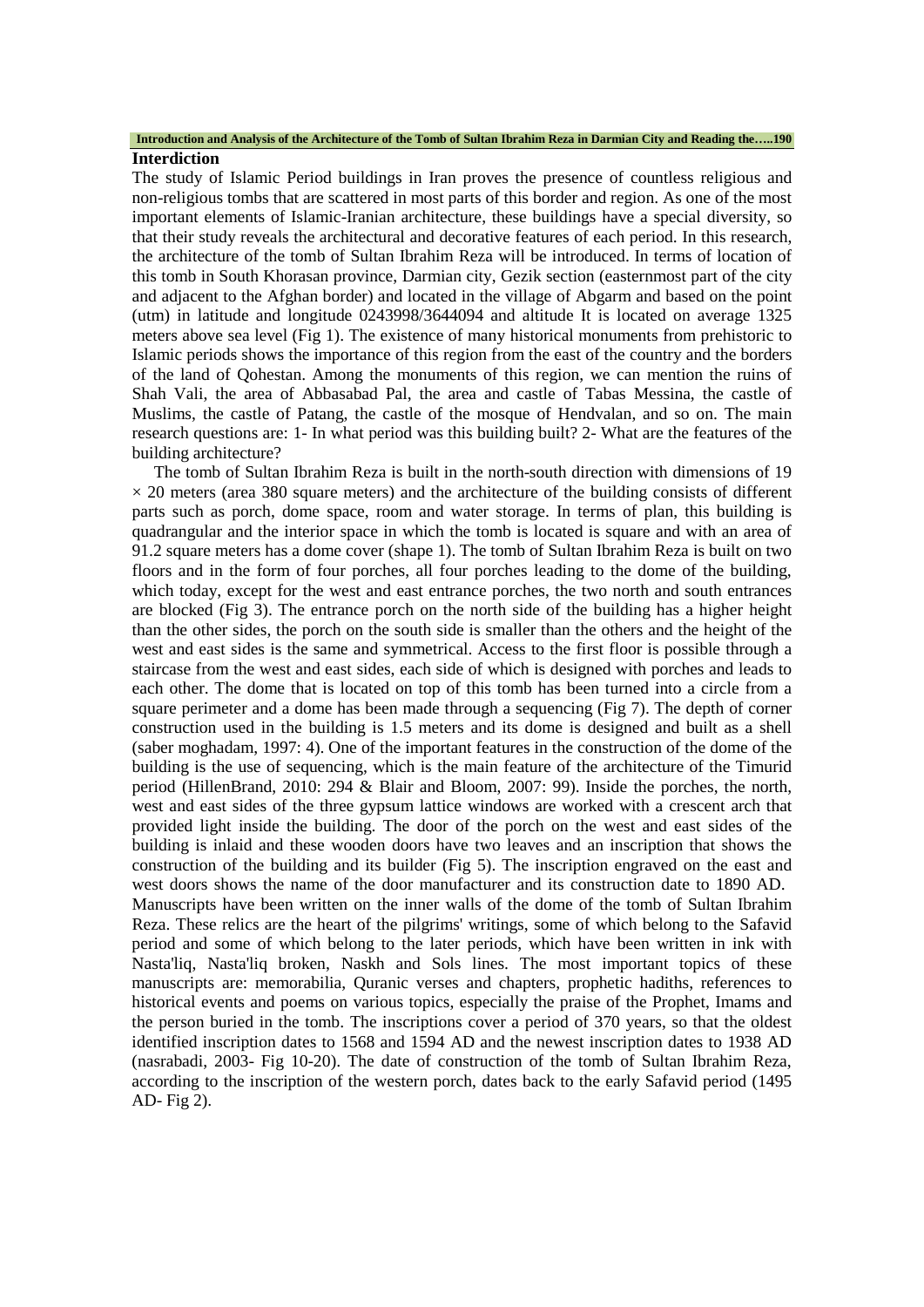## Interdiction

The study of Islamic Period buildings in Iran proves the presence of countless religious and non-religious tombs that are scattered in most parts of this border and region. As one of the most important elements of Islamic-Iranian architecture, these buildings have a special diversity, so that their study reveals the architectural and decorative features of each period. In this research, the architecture of the tomb of Sultan Ibrahim Reza will be introduced. In terms of location of this tomb in South Khorasan province, Darmian city, Gezik section (easternmost part of the city and adjacent to the Afghan border) and located in the village of Abgarm and based on the point (utm) in latitude and longitude 0243998/3644094 and altitude It is located on average 1325 meters above sea level (Fig 1). The existence of many historical monuments from prehistoric to Islamic periods shows the importance of this region from the east of the country and the borders of the land of Qohestan. Among the monuments of this region, we can mention the ruins of Shah Vali, the area of Abbasabad Pal, the area and castle of Tabas Messina, the castle of Muslims, the castle of Patang, the castle of the mosque of Hendvalan, and so on. The main research questions are: 1- In what period was this building built? 2- What are the features of the building architecture?

The tomb of Sultan Ibrahim Reza is built in the north-south direction with dimensions of 19 × 20 meters (area 380 square meters) and the architecture of the building consists of different parts such as porch, dome space, room and water storage. In terms of plan, this building is quadrangular and the interior space in which the tomb is located is square and with an area of 91.2 square meters has a dome cover (shape 1). The tomb of Sultan Ibrahim Reza is built on two floors and in the form of four porches, all four porches leading to the dome of the building, which today, except for the west and east entrance porches, the two north and south entrances are blocked (Fig 3). The entrance porch on the north side of the building has a higher height than the other sides, the porch on the south side is smaller than the others and the height of the west and east sides is the same and symmetrical. Access to the first floor is possible through a staircase from the west and east sides, each side of which is designed with porches and leads to each other. The dome that is located on top of this tomb has been turned into a circle from a square perimeter and a dome has been made through a sequencing (Fig 7). The depth of corner construction used in the building is 1.5 meters and its dome is designed and built as a shell (saber moghadam, 1997: 4). One of the important features in the construction of the dome of the building is the use of sequencing, which is the main feature of the architecture of the Timurid period (HillenBrand, 2010: 294 & Blair and Bloom, 2007: 99). Inside the porches, the north, west and east sides of the three gypsum lattice windows are worked with a crescent arch that provided light inside the building. The door of the porch on the west and east sides of the building is inlaid and these wooden doors have two leaves and an inscription that shows the construction of the building and its builder (Fig 5). The inscription engraved on the east and west doors shows the name of the door manufacturer and its construction date to 1890 AD. Manuscripts have been written on the inner walls of the dome of the tomb of Sultan Ibrahim Reza. These relics are the heart of the pilgrims' writings, some of which belong to the Safavid period and some of which belong to the later periods, which have been written in ink with Nasta'liq, Nasta'liq broken, Naskh and Sols lines. The most important topics of these manuscripts are: memorabilia, Quranic verses and chapters, prophetic hadiths, references to historical events and poems on various topics, especially the praise of the Prophet, Imams and the person buried in the tomb. The inscriptions cover a period of 370 years, so that the oldest identified inscription dates to 1568 and 1594 AD and the newest inscription dates to 1938 AD (nasrabadi, 2003- Fig 10-20). The date of construction of the tomb of Sultan Ibrahim Reza, according to the inscription of the western porch, dates back to the early Safavid period (1495 AD- Fig 2).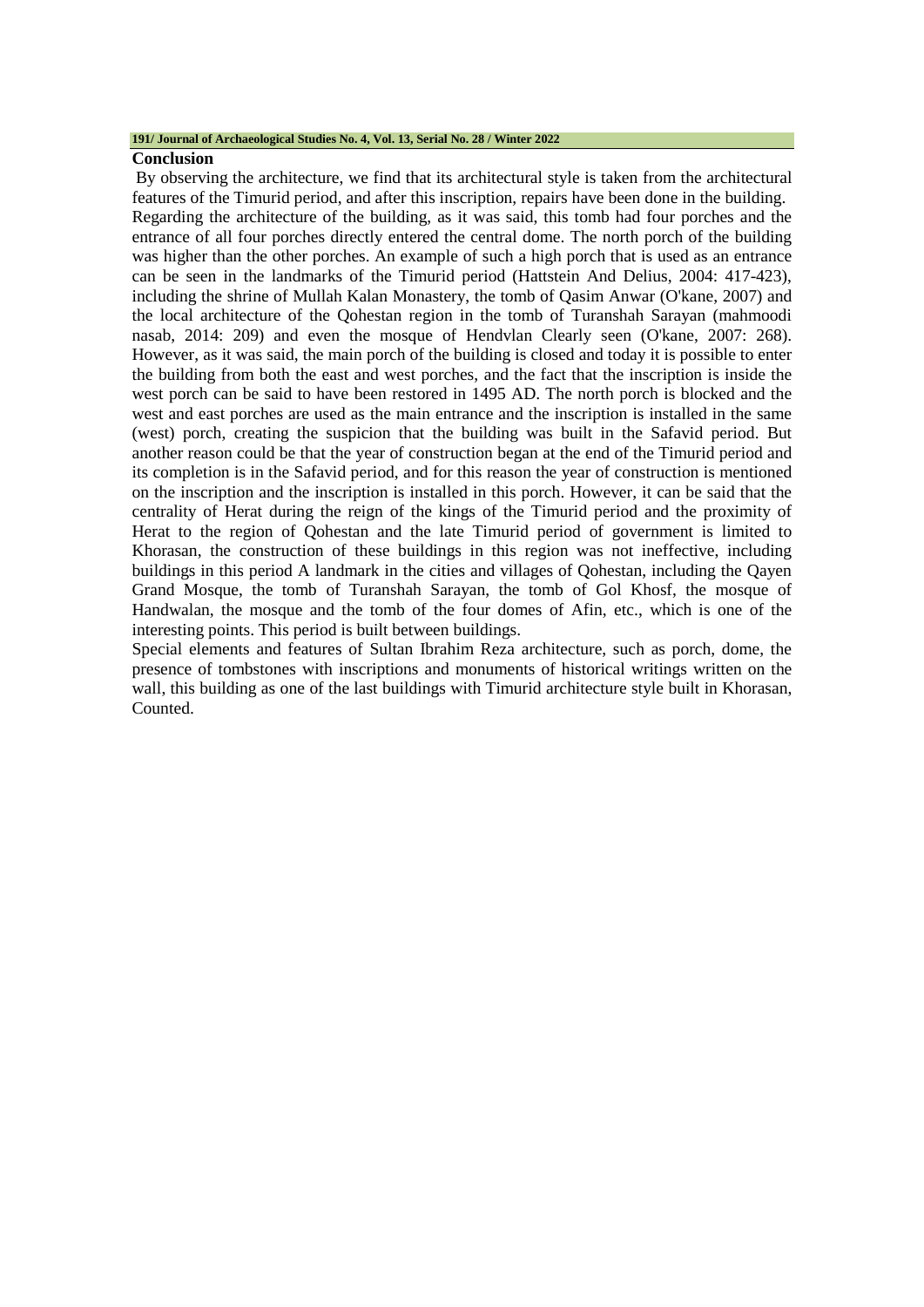## Conclusion

By observing the architecture, we find that its architectural style is taken from the architectural features of the Timurid period, and after this inscription, repairs have been done in the building. Regarding the architecture of the building, as it was said, this tomb had four porches and the entrance of all four porches directly entered the central dome. The north porch of the building was higher than the other porches. An example of such a high porch that is used as an entrance can be seen in the landmarks of the Timurid period (Hattstein And Delius, 2004: 417-423), including the shrine of Mullah Kalan Monastery, the tomb of Qasim Anwar (O'kane, 2007) and the local architecture of the Qohestan region in the tomb of Turanshah Sarayan (mahmoodi nasab, 2014: 209) and even the mosque of Hendvlan Clearly seen (O'kane, 2007: 268). However, as it was said, the main porch of the building is closed and today it is possible to enter the building from both the east and west porches, and the fact that the inscription is inside the west porch can be said to have been restored in 1495 AD. The north porch is blocked and the west and east porches are used as the main entrance and the inscription is installed in the same (west) porch, creating the suspicion that the building was built in the Safavid period. But another reason could be that the year of construction began at the end of the Timurid period and its completion is in the Safavid period, and for this reason the year of construction is mentioned on the inscription and the inscription is installed in this porch. However, it can be said that the centrality of Herat during the reign of the kings of the Timurid period and the proximity of Herat to the region of Qohestan and the late Timurid period of government is limited to Khorasan, the construction of these buildings in this region was not ineffective, including buildings in this period A landmark in the cities and villages of Qohestan, including the Qayen Grand Mosque, the tomb of Turanshah Sarayan, the tomb of Gol Khosf, the mosque of Handwalan, the mosque and the tomb of the four domes of Afin, etc., which is one of the interesting points. This period is built between buildings.

Special elements and features of Sultan Ibrahim Reza architecture, such as porch, dome, the presence of tombstones with inscriptions and monuments of historical writings written on the wall, this building as one of the last buildings with Timurid architecture style built in Khorasan, Counted.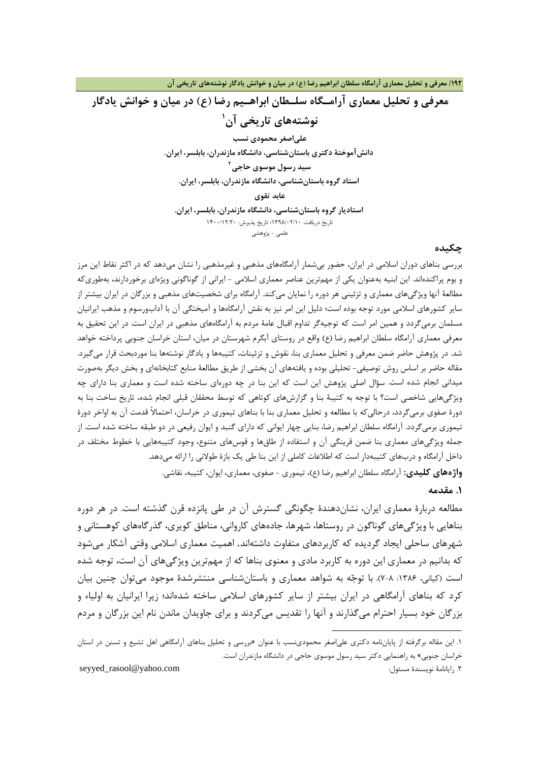# معرفی و تحلیل معماری آرامگاه سلطان ابراهیم رضا (ع) در میان و خوانش یادگار نوشته‌های تاریخی آن[1]

**علی‌اصغر محمودی نسب**

**دانش‌آموختهٔ دکتری باستان‌شناسی، دانشگاه مازندران، بابلسر، ایران.**

**سید رسول موسوی حاجی**[2]

**استاد گروه باستان‌شناسی، دانشگاه مازندران، بابلسر، ایران.**

**عابد تقوی**

**استادیار گروه باستان‌شناسی، دانشگاه مازندران، بابلسر، ایران.**

تاریخ دریافت: ۱۳۹۸/۰۲/۱۰؛ تاریخ پذیرش: ۱۴۰۰/۱۲/۲۰

علمی - پژوهشی

## چکیده

بررسی بناهای دوران اسلامی در ایران، حضور بی‌شمار آرامگاه‌های مذهبی و غیرمذهبی را نشان می‌دهد که در اکثر نقاط این مرز و بوم پراکنده‌اند. این ابنیه به‌عنوان یکی از مهم‌ترین عناصر معماری اسلامی - ایرانی از گوناگونی ویژه‌ای برخوردارند، به‌طوری‌که مطالعهٔ آنها ویژگی‌های معماری و تزئینی هر دوره را نمایان می‌کند. آرامگاه برای شخصیت‌های مذهبی و بزرگان در ایران بیشتر از سایر کشورهای اسلامی مورد توجه بوده است؛ دلیل این امر نیز به نقش آرامگاه‌ها و آمیختگی آن با آداب‌ورسوم و مذهب ایرانیان مسلمان برمی‌گردد و همین امر است که توجیه‌گر تداوم اقبال عامهٔ مردم به آرامگاه‌های مذهبی در ایران است. در این تحقیق به معرفی معماری آرامگاه سلطان ابراهیم رضا (ع) واقع در روستای آبگرم شهرستان در میان، استان خراسان جنوبی پرداخته خواهد شد. در پژوهش حاضر ضمن معرفی و تحلیل معماری بنا، نقوش و تزئینات، کتیبه‌ها و یادگار نوشته‌ها بنا موردبحث قرار می‌گیرد. مقاله حاضر بر اساس روش توصیفی- تحلیلی بوده و یافته‌های آن بخشی از طریق مطالعهٔ منابع کتابخانه‌ای و بخش دیگر به‌صورت میدانی انجام شده است. سؤال اصلی پژوهش این است که این بنا در چه دوره‌ای ساخته شده است و معماری بنا دارای چه ویژگی‌هایی شاخصی است؟ با توجه به کتیبهٔ بنا و گزارش‌های کوتاهی که توسط محققان قبلی انجام شده، تاریخ ساخت بنا به دورهٔ صفوی برمی‌گردد، درحالی‌که با مطالعه و تحلیل معماری بنا با بناهای تیموری در خراسان، احتمالاً قدمت آن به اواخر دورهٔ تیموری برمی‌گردد. آرامگاه سلطان ابراهیم رضا، بنایی چهار ایوانی که دارای گنبد و ایوان رفیعی در دو طبقه ساخته شده است. از جمله ویژگی‌های معماری بنا ضمن قرینگی آن و استفاده از طاق‌ها و قوس‌های متنوع، وجود کتیبه‌هایی با خطوط مختلف در داخل آرامگاه و درب‌های کتیبه‌دار است که اطلاعات کاملی از این بنا طی یک بازهٔ طولانی را ارائه می‌دهد.

**واژه‌های کلیدی:** آرامگاه سلطان ابراهیم رضا (ع)، تیموری - صفوی، معماری، ایوان، کتیبه، نقاشی.

## ۱. مقدمه

مطالعه دربارهٔ معماری ایران، نشان‌دهندهٔ چگونگی گسترش آن در طی پانزده قرن گذشته است. در هر دوره بناهایی با ویژگی‌های گوناگون در روستاها، شهرها، جاده‌های کاروانی، مناطق کویری، گذرگاه‌های کوهستانی و شهرهای ساحلی ایجاد گردیده که کاربردهای متفاوت داشته‌اند. اهمیت معماری اسلامی وقتی آشکار می‌شود که بدانیم در معماری این دوره به کاربرد مادی و معنوی بناها که از مهم‌ترین ویژگی‌های آن است، توجه شده است (کیانی، ۱۳۸۶: ۸-۷). با توجّه به شواهد معماری و باستان‌شناسی منتشرشدهٔ موجود می‌توان چنین بیان کرد که بناهای آرامگاهی در ایران بیشتر از سایر کشورهای اسلامی ساخته شده‌اند؛ زیرا ایرانیان به اولیاء و بزرگان خود بسیار احترام می‌گذارند و آنها را تقدیس می‌کردند و برای جاویدان ماندن نام این بزرگان و مردم

---

۱. این مقاله برگرفته از پایان‌نامه دکتری علی‌اصغر محمودی‌نسب با عنوان «بررسی و تحلیل بناهای آرامگاهی اهل تشیع و تسنن در استان خراسان جنوبی» به راهنمایی دکتر سید رسول موسوی حاجی در دانشگاه مازندران است.

۲. رایانامهٔ نویسندهٔ مسئول: seyyed_rasool@yahoo.com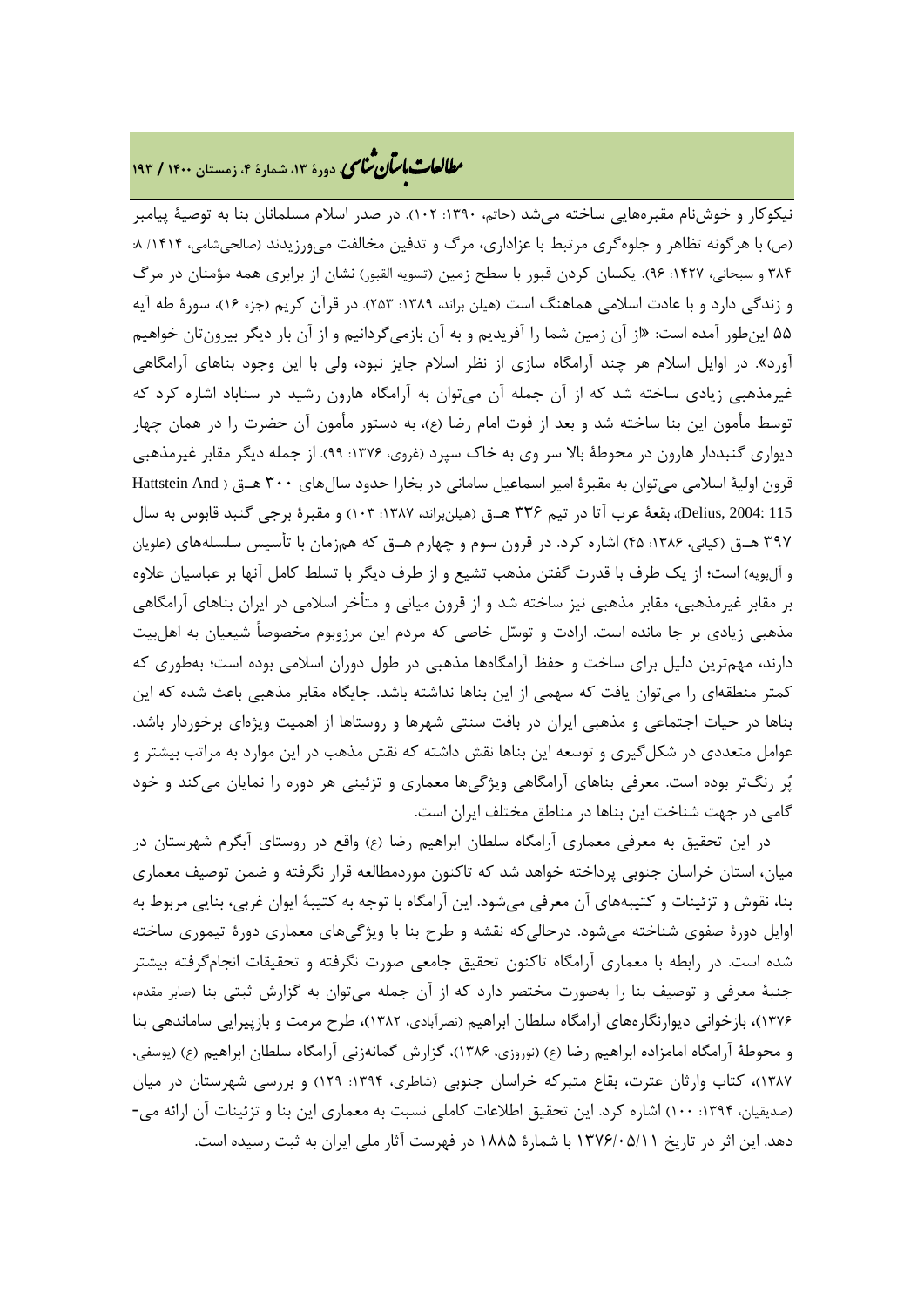نیکوکار و خوش‌نام مقبره‌هایی ساخته می‌شد (حاتم، ۱۳۹۰: ۱۰۲). در صدر اسلام مسلمانان بنا به توصیهٔ پیامبر (ص) با هرگونه تظاهر و جلوه‌گری مرتبط با عزاداری، مرگ و تدفین مخالفت می‌ورزیدند (صالحی‌شامی، ۱۴۱۴/ ۸: ۳۸۴ و سبحانی، ۱۴۲۷: ۹۶). یکسان کردن قبور با سطح زمین (تسویه القبور) نشان از برابری همه مؤمنان در مرگ و زندگی دارد و با عادت اسلامی هماهنگ است (هیلن براند، ۱۳۸۹: ۲۵۳). در قرآن کریم (جزء ۱۶)، سورهٔ طه آیه ۵۵ این‌طور آمده است: «از آن زمین شما را آفریدیم و به آن بازمی‌گردانیم و از آن بار دیگر بیرون‌تان خواهیم آورد». در اوایل اسلام هر چند آرامگاه سازی از نظر اسلام جایز نبود، ولی با این وجود بناهای آرامگاهی غیرمذهبی زیادی ساخته شد که از آن جمله آن می‌توان به آرامگاه هارون رشید در سناباد اشاره کرد که توسط مأمون این بنا ساخته شد و بعد از فوت امام رضا (ع)، به دستور مأمون آن حضرت را در همان چهار دیواری گنبددار هارون در محوطهٔ بالا سر وی به خاک سپرد (غروی، ۱۳۷۶: ۹۹). از جمله دیگر مقابر غیرمذهبی قرون اولیهٔ اسلامی می‌توان به مقبرهٔ امیر اسماعیل سامانی در بخارا حدود سال‌های ۳۰۰ هـ‍ق (Hattstein And Delius, 2004: 115)، بقعهٔ عرب آتا در تیم ۳۳۶ هـ‍ق (هیلن‌براند، ۱۳۸۷: ۱۰۳) و مقبرهٔ برجی گنبد قابوس به سال ۳۹۷ هـ‍ق (کیانی، ۱۳۸۶: ۴۵) اشاره کرد. در قرون سوم و چهارم هـ‍ق که هم‌زمان با تأسیس سلسله‌های (علویان و آل‌بویه) است؛ از یک طرف با قدرت گفتن مذهب تشیع و از طرف دیگر با تسلط کامل آنها بر عباسیان علاوه بر مقابر غیرمذهبی، مقابر مذهبی نیز ساخته شد و از قرون میانی و متأخر اسلامی در ایران بناهای آرامگاهی مذهبی زیادی بر جا مانده است. ارادت و توسّل خاصی که مردم این مرزوبوم مخصوصاً شیعیان به اهل‌بیت دارند، مهم‌ترین دلیل برای ساخت و حفظ آرامگاه‌ها مذهبی در طول دوران اسلامی بوده است؛ به‌طوری که کمتر منطقه‌ای را می‌توان یافت که سهمی از این بناها نداشته باشد. جایگاه مقابر مذهبی باعث شده که این بناها در حیات اجتماعی و مذهبی ایران در بافت سنتی شهرها و روستاها از اهمیت ویژه‌ای برخوردار باشد. عوامل متعددی در شکل‌گیری و توسعه این بناها نقش داشته که نقش مذهب در این موارد به مراتب بیشتر و پُر رنگ‌تر بوده است. معرفی بناهای آرامگاهی ویژگی‌ها معماری و تزئینی هر دوره را نمایان می‌کند و خود گامی در جهت شناخت این بناها در مناطق مختلف ایران است.

در این تحقیق به معرفی معماری آرامگاه سلطان ابراهیم رضا (ع) واقع در روستای آبگرم شهرستان در میان، استان خراسان جنوبی پرداخته خواهد شد که تاکنون موردمطالعه قرار نگرفته و ضمن توصیف معماری بنا، نقوش و تزئینات و کتیبه‌های آن معرفی می‌شود. این آرامگاه با توجه به کتیبهٔ ایوان غربی، بنایی مربوط به اوایل دورهٔ صفوی شناخته می‌شود. درحالی‌که نقشه و طرح بنا با ویژگی‌های معماری دورهٔ تیموری ساخته شده است. در رابطه با معماری آرامگاه تاکنون تحقیق جامعی صورت نگرفته و تحقیقات انجام‌گرفته بیشتر جنبهٔ معرفی و توصیف بنا را به‌صورت مختصر دارد که از آن جمله می‌توان به گزارش ثبتی بنا (صابر مقدم، ۱۳۷۶)، بازخوانی دیوارنگاره‌های آرامگاه سلطان ابراهیم (نصرآبادی، ۱۳۸۲)، طرح مرمت و بازپیرایی ساماندهی بنا و محوطهٔ آرامگاه امامزاده ابراهیم رضا (ع) (نوروزی، ۱۳۸۶)، گزارش گمانه‌زنی آرامگاه سلطان ابراهیم (ع) (یوسفی، ۱۳۸۷)، کتاب وارثان عترت، بقاع متبرکه خراسان جنوبی (شاطری، ۱۳۹۴: ۱۲۹) و بررسی شهرستان در میان (صدیقیان، ۱۳۹۴: ۱۰۰) اشاره کرد. این تحقیق اطلاعات کاملی نسبت به معماری این بنا و تزئینات آن ارائه می‌دهد. این اثر در تاریخ ۱۳۷۶/۰۵/۱۱ با شمارهٔ ۱۸۸۵ در فهرست آثار ملی ایران به ثبت رسیده است.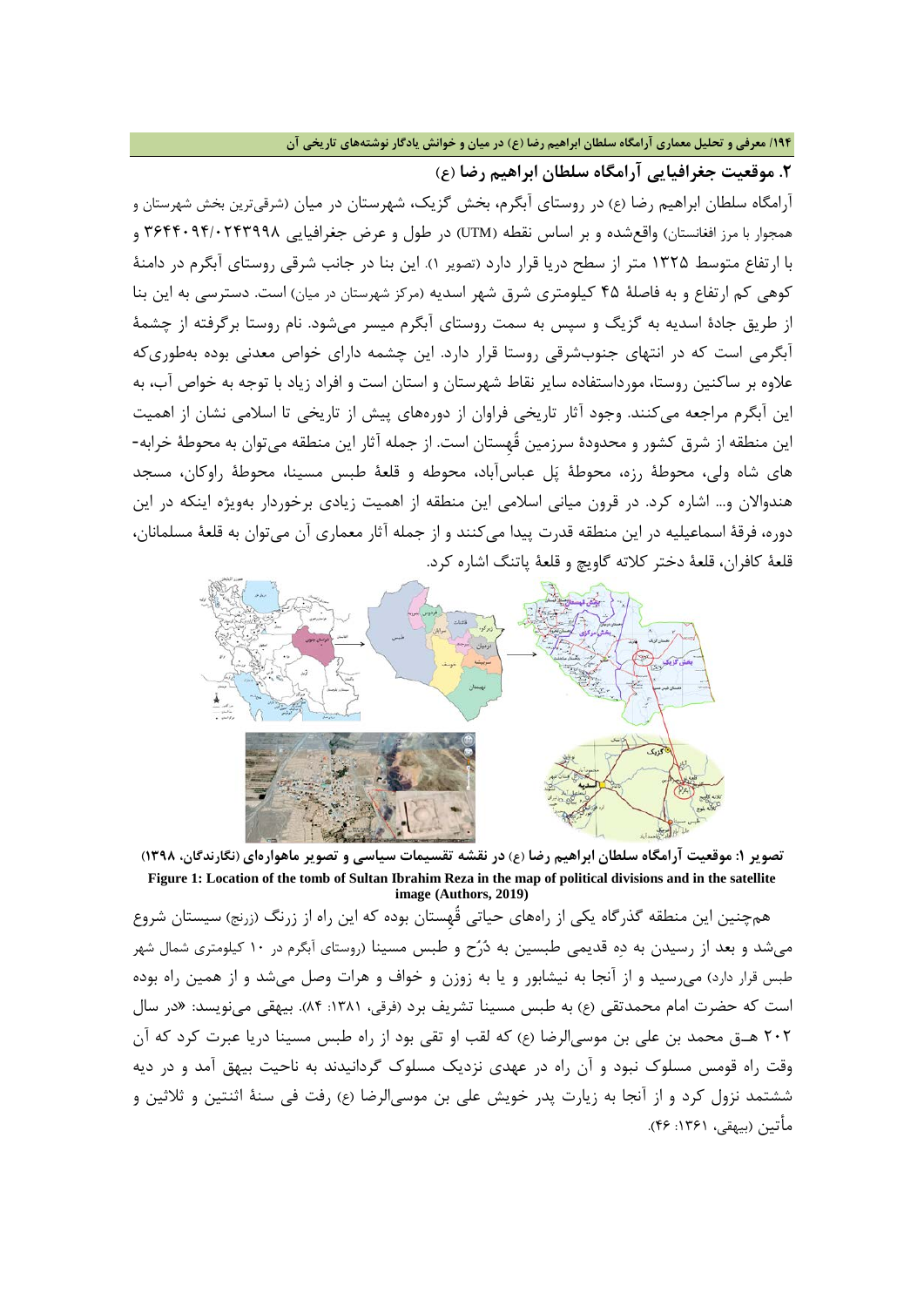## ۲. موقعیت جغرافیایی آرامگاه سلطان ابراهیم رضا (ع)

آرامگاه سلطان ابراهیم رضا (ع) در روستای آبگرم، بخش گزیک، شهرستان در میان (شرقی‌ترین بخش شهرستان و همجوار با مرز افغانستان) واقع‌شده و بر اساس نقطه (UTM) در طول و عرض جغرافیایی ۳۶۴۴۰۹۴/۰۲۴۳۹۹۸ و با ارتفاع متوسط ۱۳۲۵ متر از سطح دریا قرار دارد (تصویر ۱). این بنا در جانب شرقی روستای آبگرم در دامنهٔ کوهی کم ارتفاع و به فاصلهٔ ۴۵ کیلومتری شرق شهر اسدیه (مرکز شهرستان در میان) است. دسترسی به این بنا از طریق جادهٔ اسدیه به گزیگ و سپس به سمت روستای آبگرم میسر می‌شود. نام روستا برگرفته از چشمهٔ آبگرمی است که در انتهای جنوب‌شرقی روستا قرار دارد. این چشمه دارای خواص معدنی بوده به‌طوری‌که علاوه بر ساکنین روستا، مورداستفاده سایر نقاط شهرستان و استان است و افراد زیاد با توجه به خواص آب، به این آبگرم مراجعه می‌کنند. وجود آثار تاریخی فراوان از دوره‌های پیش از تاریخی تا اسلامی نشان از اهمیت این منطقه از شرق کشور و محدودهٔ سرزمین قُهستان است. از جمله آثار این منطقه می‌توان به محوطهٔ خرابه‌های شاه ولی، محوطهٔ رزه، محوطهٔ پَل عباس‌آباد، محوطه و قلعهٔ طبس مسینا، محوطهٔ راوکان، مسجد هندوالان و... اشاره کرد. در قرون میانی اسلامی این منطقه از اهمیت زیادی برخوردار بویژه اینکه در این دوره، فرقهٔ اسماعیلیه در این منطقه قدرت پیدا می‌کنند و از جمله آثار معماری آن می‌توان به قلعهٔ مسلمانان، قلعهٔ کافران، قلعهٔ دختر کلاته گاویچ و قلعهٔ پاتنگ اشاره کرد.

**تصویر ۱: موقعیت آرامگاه سلطان ابراهیم رضا (ع) در نقشه تقسیمات سیاسی و تصویر ماهواره‌ای (نگارندگان، ۱۳۹۸)**

**Figure 1: Location of the tomb of Sultan Ibrahim Reza in the map of political divisions and in the satellite image (Authors, 2019)**

همچنین این منطقه گذرگاه یکی از راه‌های حیاتی قُهستان بوده که این راه از زرنگ (زرنج) سیستان شروع می‌شد و بعد از رسیدن به دِه قدیمی طبسین به دُرّح و طبس مسینا (روستای آبگرم در ۱۰ کیلومتری شمال شهر طبس قرار دارد) می‌رسید و از آنجا به نیشابور و یا به زوزن و خواف و هرات وصل می‌شد و از همین راه بوده است که حضرت امام محمدتقی (ع) به طبس مسینا تشریف برد (فرقی، ۱۳۸۱: ۸۴). بیهقی می‌نویسد: «در سال ۲۰۲ هـق محمد بن علی بن موسی‌الرضا (ع) که لقب او تقی بود از راه طبس مسینا دریا عبرت کرد که آن وقت راه قومس مسلوک نبود و آن راه در عهدی نزدیک مسلوک گردانیدند به ناحیت بیهق آمد و در دیه ششتمد نزول کرد و از آنجا به زیارت پدر خویش علی بن موسی‌الرضا (ع) رفت فی سنهٔ اثنتین و ثلاثین و مأتین (بیهقی، ۱۳۶۱: ۴۶).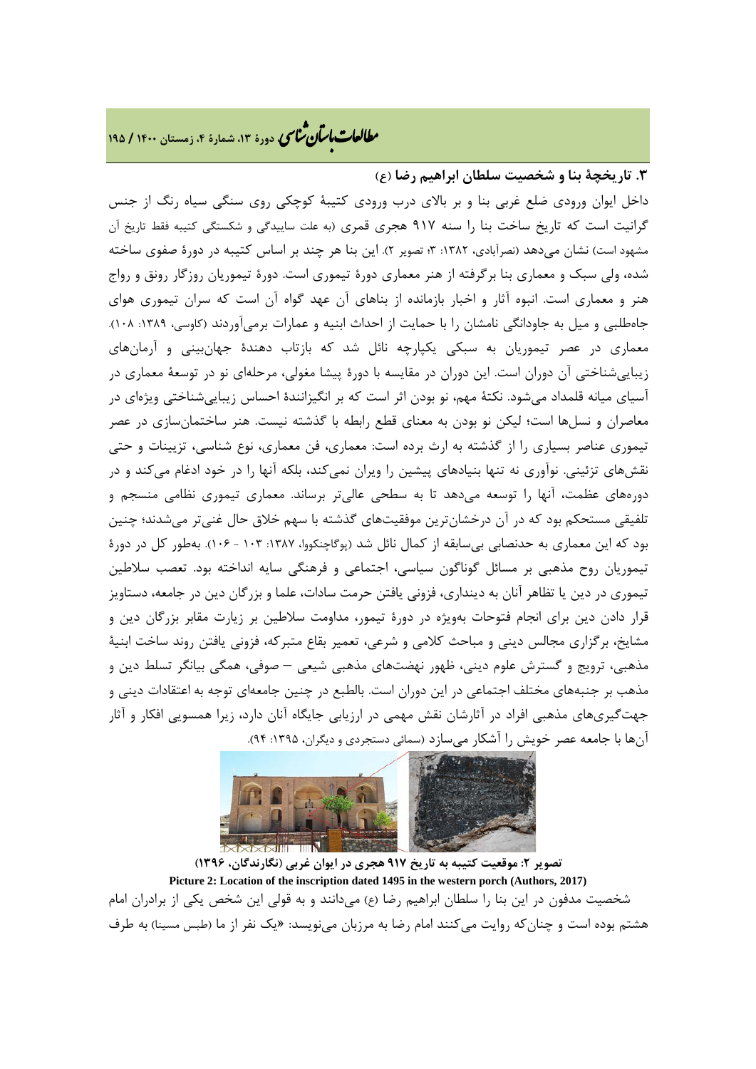### ۳. تاریخچهٔ بنا و شخصیت سلطان ابراهیم رضا (ع)

داخل ایوان ورودی ضلع غربی بنا و بر بالای درب ورودی کتیبهٔ کوچکی روی سنگی سیاه رنگ از جنس گرانیت است که تاریخ ساخت بنا را سنه ۹۱۷ هجری قمری (به علت ساییدگی و شکستگی کتیبه فقط تاریخ آن مشهود است) نشان می‌دهد (نصرآبادی، ۱۳۸۲: ۳؛ تصویر ۲). این بنا هر چند بر اساس کتیبه در دورهٔ صفوی ساخته شده، ولی سبک و معماری بنا برگرفته از هنر معماری دورهٔ تیموری است. دورهٔ تیموریان روزگار رونق و رواج هنر و معماری است. انبوه آثار و اخبار بازمانده از بناهای آن عهد گواه آن است که سران تیموری هوای جاه‌طلبی و میل به جاودانگی نامشان را با حمایت از احداث ابنیه و عمارات برمی‌آوردند (کاوسی، ۱۳۸۹: ۱۰۸). معماری در عصر تیموریان به سبکی یکپارچه نائل شد که بازتاب دهندهٔ جهان‌بینی و آرمان‌های زیبایی‌شناختی آن دوران است. این دوران در مقایسه با دورهٔ پیشا مغولی، مرحله‌ای نو در توسعهٔ معماری در آسیای میانه قلمداد می‌شود. نکتهٔ مهم، نو بودن اثر است که بر انگیزانندهٔ احساس زیبایی‌شناختی ویژه‌ای در معاصران و نسل‌ها است؛ لیکن نو بودن به معنای قطع رابطه با گذشته نیست. هنر ساختمان‌سازی در عصر تیموری عناصر بسیاری را از گذشته به ارث برده است: معماری، فن معماری، نوع شناسی، تزیینات و حتی نقش‌های تزئینی. نوآوری نه تنها بنیادهای پیشین را ویران نمی‌کند، بلکه آنها را در خود ادغام می‌کند و در دوره‌های عظمت، آنها را توسعه می‌دهد تا به سطحی عالی‌تر برساند. معماری تیموری نظامی منسجم و تلفیقی مستحکم بود که در آن درخشان‌ترین موفقیت‌های گذشته با سهم خلاق حال غنی‌تر می‌شدند؛ چنین بود که این معماری به حدنصابی بی‌سابقه از کمال نائل شد (پوگاچنکووا، ۱۳۸۷: ۱۰۳ - ۱۰۶). به‌طور کل در دورهٔ تیموریان روح مذهبی بر مسائل گوناگون سیاسی، اجتماعی و فرهنگی سایه انداخته بود. تعصب سلاطین تیموری در دین یا تظاهر آنان به دینداری، فزونی یافتن حرمت سادات، علما و بزرگان دین در جامعه، دستاویز قرار دادن دین برای انجام فتوحات به‌ویژه در دورهٔ تیمور، مداومت سلاطین بر زیارت مقابر بزرگان دین و مشایخ، برگزاری مجالس دینی و مباحث کلامی و شرعی، تعمیر بقاع متبرکه، فزونی یافتن روند ساخت ابنیهٔ مذهبی، ترویج و گسترش علوم دینی، ظهور نهضت‌های مذهبی شیعی – صوفی، همگی بیانگر تسلط دین و مذهب بر جنبه‌های مختلف اجتماعی در این دوران است. بالطبع در چنین جامعه‌ای توجه به اعتقادات دینی و جهت‌گیری‌های مذهبی افراد در آثارشان نقش مهمی در ارزیابی جایگاه آنان دارد، زیرا همسویی افکار و آثار آن‌ها با جامعه عصر خویش را آشکار می‌سازد (سمائی دستجردی و دیگران، ۱۳۹۵: ۹۴).

**تصویر ۲: موقعیت کتیبه به تاریخ ۹۱۷ هجری در ایوان غربی (نگارندگان، ۱۳۹۶)**

**Picture 2: Location of the inscription dated 1495 in the western porch (Authors, 2017)**

شخصیت مدفون در این بنا را سلطان ابراهیم رضا (ع) می‌دانند و به قولی این شخص یکی از برادران امام هشتم بوده است و چنان‌که روایت می‌کنند امام رضا به مرزبان می‌نویسد: «یک نفر از ما (طبس مسینا) به طرف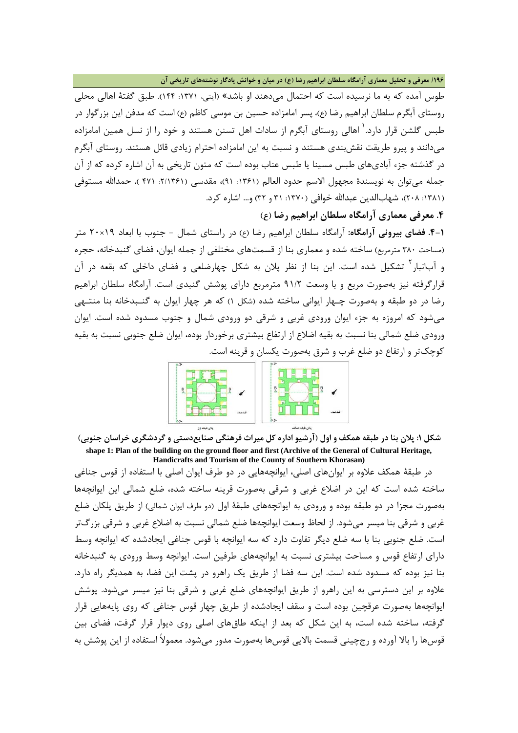طوس آمده که به ما نرسیده است که احتمال می‌دهند او باشد» (آیتی، ۱۳۷۱: ۱۴۴). طبق گفتهٔ اهالی محلی روستای آبگرم سلطان ابراهیم رضا (ع)، پسر امامزاده حسین بن موسی کاظم (ع) است که مدفن این بزرگوار در طبس گلشن قرار دارد.[1] اهالی روستای آبگرم از سادات اهل تسنن هستند و خود را از نسل همین امامزاده می‌دانند و پیرو طریقت نقش‌بندی هستند و نسبت به این امامزاده احترام زیادی قائل هستند. روستای آبگرم در گذشته جزء آبادی‌های طبس مسینا یا طبس عناب بوده است که متون تاریخی به آن اشاره کرده که از آن جمله می‌توان به نویسندهٔ مجهول الاسم حدود العالم (۱۳۶۱: ۹۱)، مقدسی (۱۳۶۱/۲: ۴۷۱ )، حمدالله مستوفی (۱۳۸۱: ۲۰۸)، شهاب‌الدین عبدالله خوافی (۱۳۷۰: ۳۱ و ۳۲) و... اشاره کرد.

## ۴. معرفی معماری آرامگاه سلطان ابراهیم رضا (ع)

**۱-۴. فضای بیرونی آرامگاه:** آرامگاه سلطان ابراهیم رضا (ع) در راستای شمال - جنوب با ابعاد ۱۹×۲۰ متر (مساحت ۳۸۰ مترمربع) ساخته شده و معماری بنا از قسمت‌های مختلفی از جمله ایوان، فضای گنبدخانه، حجره و آب‌انبار[2] تشکیل شده است. این بنا از نظر پلان به شکل چهارضلعی و فضای داخلی که بقعه در آن قرارگرفته نیز به‌صورت مربع و با وسعت ۹۱/۲ مترمربع دارای پوشش گنبدی است. آرامگاه سلطان ابراهیم رضا در دو طبقه و به‌صورت چهار ایوانی ساخته شده (شکل ۱) که هر چهار ایوان به گنبدخانه بنا منتهی می‌شود که امروزه به جزء ایوان ورودی غربی و شرقی دو ورودی شمال و جنوب مسدود شده است. ایوان ورودی ضلع شمالی بنا نسبت به بقیه اضلاع از ارتفاع بیشتری برخوردار بوده، ایوان ضلع جنوبی نسبت به بقیه کوچک‌تر و ارتفاع دو ضلع غرب و شرق به‌صورت یکسان و قرینه است.

**شکل ۱: پلان بنا در طبقه همکف و اول (آرشیو اداره کل میراث فرهنگی صنایع‌دستی و گردشگری خراسان جنوبی)**
**shape 1: Plan of the building on the ground floor and first (Archive of the General of Cultural Heritage, Handicrafts and Tourism of the County of Southern Khorasan)**

در طبقهٔ همکف علاوه بر ایوان‌های اصلی، ایوانچه‌هایی در دو طرف ایوان اصلی با استفاده از قوس جناغی ساخته شده است که این در اضلاع غربی و شرقی به‌صورت قرینه ساخته شده، ضلع شمالی این ایوانچه‌ها به‌صورت مجزا در دو طبقه بوده و ورودی به ایوانچه‌های طبقهٔ اول (دو طرف ایوان شمالی) از طریق پلکان ضلع غربی و شرقی بنا میسر می‌شود. از لحاظ وسعت ایوانچه‌ها ضلع شمالی نسبت به اضلاع غربی و شرقی بزرگ‌تر است. ضلع جنوبی بنا با سه ضلع دیگر تفاوت دارد که سه ایوانچه با قوس جناغی ایجادشده که ایوانچه وسط دارای ارتفاع قوس و مساحت بیشتری نسبت به ایوانچه‌های طرفین است. ایوانچه وسط ورودی به گنبدخانه بنا نیز بوده که مسدود شده است. این سه فضا از طریق یک راهرو در پشت این فضا، به همدیگر راه دارد. علاوه بر این دسترسی به این راهرو از طریق ایوانچه‌های ضلع غربی و شرقی بنا نیز میسر می‌شود. پوشش ایوانچه‌ها به‌صورت عرقچین بوده است و سقف ایجادشده از طریق چهار قوس جناغی که روی پایه‌هایی قرار گرفته، ساخته شده است، به این شکل که بعد از اینکه طاق‌های اصلی روی دیوار قرار گرفت، فضای بین قوس‌ها را بالا آورده و رج‌چینی قسمت بالایی قوس‌ها به‌صورت مدور می‌شود. معمولاً استفاده از این پوشش به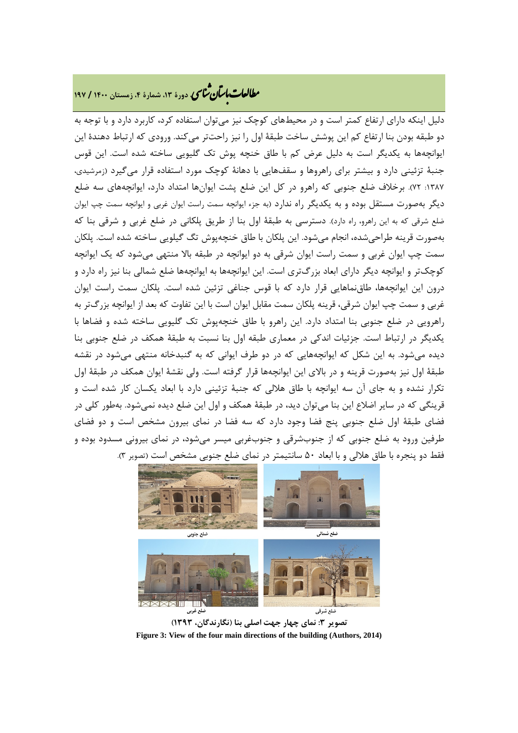دلیل اینکه دارای ارتفاع کمتر است و در محیط‌های کوچک نیز می‌توان استفاده کرد، کاربرد دارد و با توجه به دو طبقه بودن بنا ارتفاع کم این پوشش ساخت طبقهٔ اول را نیز راحت‌تر می‌کند. ورودی که ارتباط دهندهٔ این ایوانچه‌ها به یکدیگر است به دلیل عرض کم با طاق خنچه پوش تک گلیویی ساخته شده است. این قوس جنبهٔ تزئینی دارد و بیشتر برای راهروها و سقف‌هایی با دهانهٔ کوچک مورد استفاده قرار می‌گیرد (زمرشیدی، ۱۳۸۷: ۷۲). برخلاف ضلع جنوبی که راهرو در کل این ضلع پشت ایوان‌ها امتداد دارد، ایوانچه‌های سه ضلع دیگر به‌صورت مستقل بوده و به یکدیگر راه ندارد (به جزء ایوانچه سمت راست ایوان غربی و ایوانچه سمت چپ ایوان ضلع شرقی که به این راهرو، راه دارد). دسترسی به طبقهٔ اول بنا از طریق پلکانی در ضلع غربی و شرقی بنا که به‌صورت قرینه طراحی‌شده، انجام می‌شود. این پلکان با طاق خنچه‌پوش تگ گیلویی ساخته شده است. پلکان سمت چپ ایوان غربی و سمت راست ایوان شرقی به دو ایوانچه در طبقه بالا منتهی می‌شود که یک ایوانچه کوچک‌تر و ایوانچه دیگر دارای ابعاد بزرگ‌تری است. این ایوانچه‌ها به ایوانچه‌ها ضلع شمالی بنا نیز راه دارد و درون این ایوانچه‌ها، طاق‌نماهایی قرار دارد که با قوس جناغی تزئین شده است. پلکان سمت راست ایوان غربی و سمت چپ ایوان شرقی، قرینه پلکان سمت مقابل ایوان است با این تفاوت که بعد از ایوانچه بزرگ‌تر به راهرویی در ضلع جنوبی بنا امتداد دارد. این راهرو با طاق خنچه‌پوش تک گلیویی ساخته شده و فضاها با یکدیگر در ارتباط است. جزئیات اندکی در معماری طبقه اول بنا نسبت به طبقهٔ همکف در ضلع جنوبی بنا دیده می‌شود. به این شکل که ایوانچه‌هایی که در دو طرف ایوانی که به گنبدخانه منتهی می‌شود در نقشه طبقهٔ اول نیز به‌صورت قرینه و در بالای این ایوانچه‌ها قرار گرفته است. ولی نقشهٔ ایوان همکف در طبقهٔ اول تکرار نشده و به جای آن سه ایوانچه با طاق هلالی که جنبهٔ تزئینی دارد با ابعاد یکسان کار شده است و قرینگی که در سایر اضلاع این بنا می‌توان دید، در طبقهٔ همکف و اول این ضلع دیده نمی‌شود. به‌طور کلی در فضای طبقهٔ اول ضلع جنوبی پنج فضا وجود دارد که سه فضا در نمای بیرون مشخص است و دو فضای طرفین ورود به ضلع جنوبی که از جنوب‌شرقی و جنوب‌غربی میسر می‌شود، در نمای بیرونی مسدود بوده و فقط دو پنجره با طاق هلالی و با ابعاد ۵۰ سانتیمتر در نمای ضلع جنوبی مشخص است (تصویر ۳).

ضلع جنوبی — ضلع شمالی — ضلع غربی — ضلع شرقی

**تصویر ۳: نمای چهار جهت اصلی بنا (نگارندگان، ۱۳۹۳)**

**Figure 3: View of the four main directions of the building (Authors, 2014)**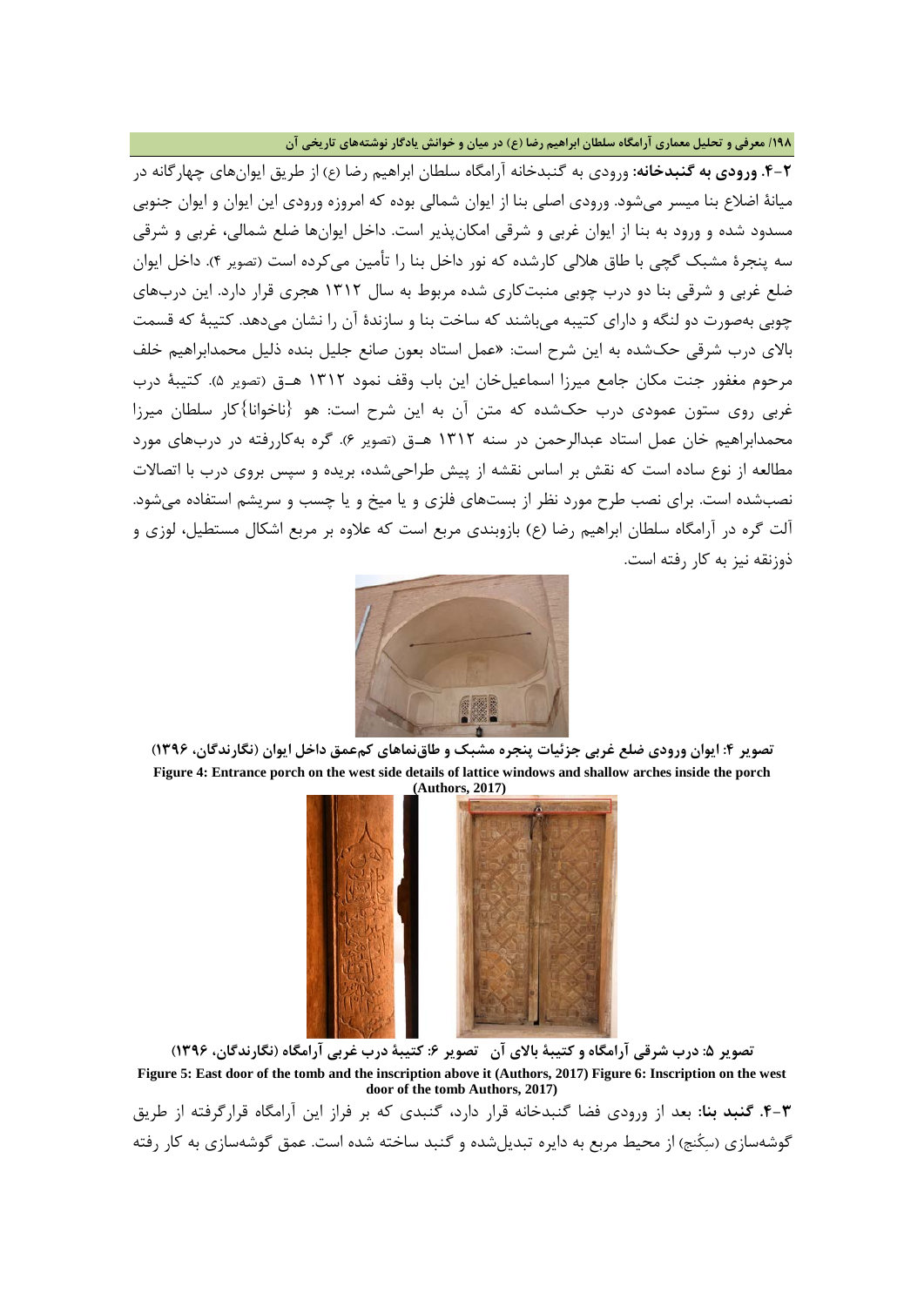**۲-۴. ورودی به گنبدخانه:** ورودی به گنبدخانه آرامگاه سلطان ابراهیم رضا (ع) از طریق ایوان‌های چهارگانه در میانهٔ اضلاع بنا میسر می‌شود. ورودی اصلی بنا از ایوان شمالی بوده که امروزه ورودی این ایوان و ایوان جنوبی مسدود شده و ورود به بنا از ایوان غربی و شرقی امکان‌پذیر است. داخل ایوان‌ها ضلع شمالی، غربی و شرقی سه پنجرهٔ مشبک گچی با طاق هلالی کارشده که نور داخل بنا را تأمین می‌کرده است (تصویر ۴). داخل ایوان ضلع غربی و شرقی بنا دو درب چوبی منبت‌کاری شده مربوط به سال ۱۳۱۲ هجری قرار دارد. این درب‌های چوبی به‌صورت دو لنگه و دارای کتیبه می‌باشند که ساخت بنا و سازندهٔ آن را نشان می‌دهد. کتیبهٔ که قسمت بالای درب شرقی حک‌شده به این شرح است: «عمل استاد بعون صانع جلیل بنده ذلیل محمدابراهیم خلف مرحوم مغفور جنت مکان جامع میرزا اسماعیل‌خان این باب وقف نمود ۱۳۱۲ هـ‌ق (تصویر ۵). کتیبهٔ درب غربی روی ستون عمودی درب حک‌شده که متن آن به این شرح است: هو {ناخوانا}کار سلطان میرزا محمدابراهیم خان عمل استاد عبدالرحمن در سنه ۱۳۱۲ هـ‌ق (تصویر ۶). گره به‌کاررفته در درب‌های مورد مطالعه از نوع ساده است که نقش بر اساس نقشه از پیش طراحی‌شده، بریده و سپس بروی درب با اتصالات نصب‌شده است. برای نصب طرح مورد نظر از بست‌های فلزی و یا میخ و یا چسب و سریشم استفاده می‌شود. آلت گره در آرامگاه سلطان ابراهیم رضا (ع) بازوبندی مربع است که علاوه بر مربع اشکال مستطیل، لوزی و ذوزنقه نیز به کار رفته است.

**تصویر ۴: ایوان ورودی ضلع غربی جزئیات پنجره مشبک و طاق‌نماهای کم‌عمق داخل ایوان (نگارندگان، ۱۳۹۶)**

**Figure 4: Entrance porch on the west side details of lattice windows and shallow arches inside the porch (Authors, 2017)**

**تصویر ۵: درب شرقی آرامگاه و کتیبهٔ بالای آن تصویر ۶: کتیبهٔ درب غربی آرامگاه (نگارندگان، ۱۳۹۶)**

**Figure 5: East door of the tomb and the inscription above it (Authors, 2017) Figure 6: Inscription on the west door of the tomb Authors, 2017)**

**۳-۴. گنبد بنا:** بعد از ورودی فضا گنبدخانه قرار دارد، گنبدی که بر فراز این آرامگاه قرارگرفته از طریق گوشه‌سازی (سِکُنج) از محیط مربع به دایره تبدیل‌شده و گنبد ساخته شده است. عمق گوشه‌سازی به کار رفته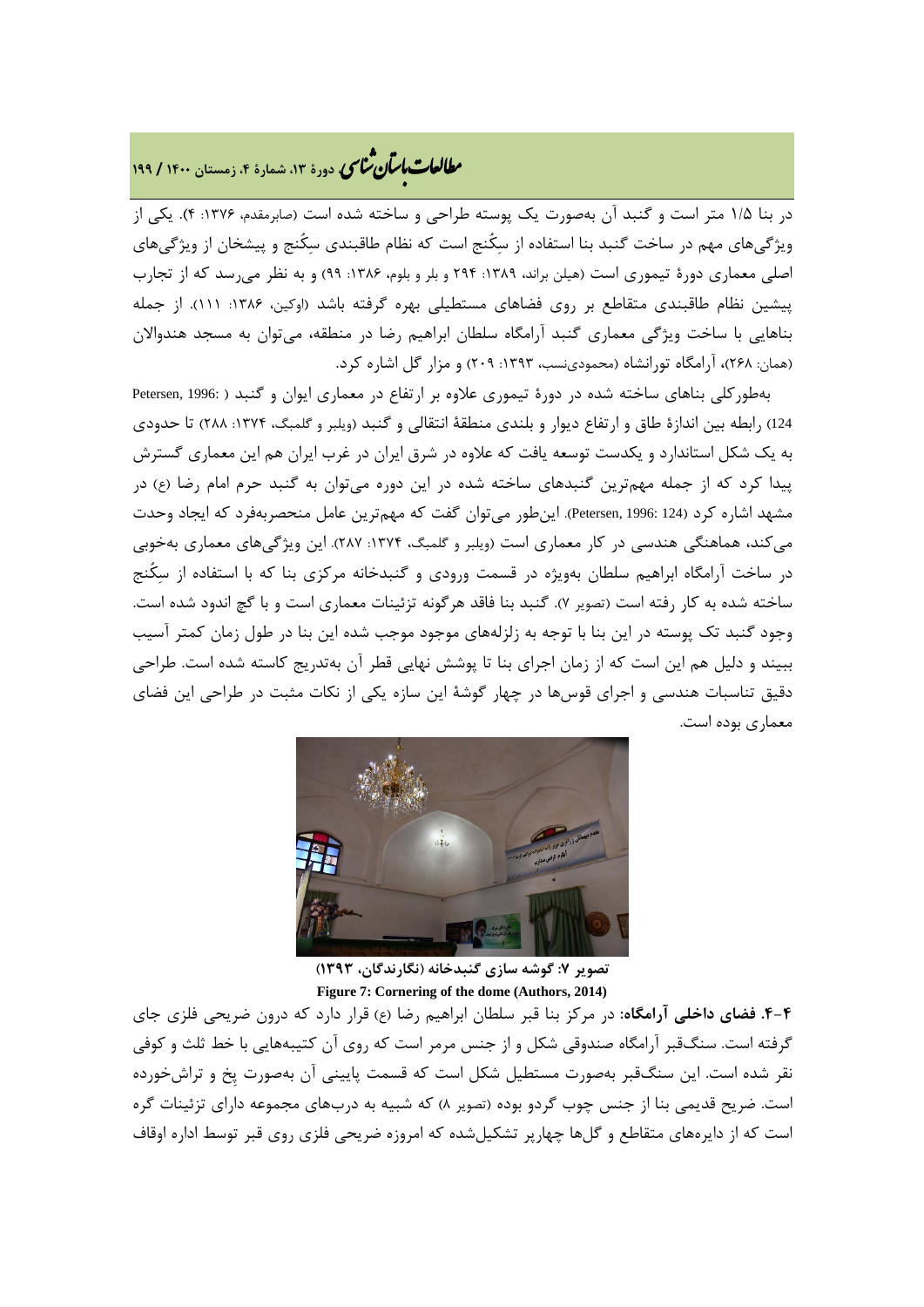در بنا ۱/۵ متر است و گنبد آن به‌صورت یک پوسته طراحی و ساخته شده است (صابرمقدم، ۱۳۷۶: ۴). یکی از ویژگی‌های مهم در ساخت گنبد بنا استفاده از سِکُنج است که نظام طاقبندی سِکُنج و پیشخان از ویژگی‌های اصلی معماری دورهٔ تیموری است (هیلن براند، ۱۳۸۹: ۲۹۴ و بلر و بلوم، ۱۳۸۶: ۹۹) و به نظر می‌رسد که از تجارب پیشین نظام طاقبندی متقاطع بر روی فضاهای مستطیلی بهره گرفته باشد (اوکین، ۱۳۸۶: ۱۱۱). از جمله بناهایی با ساخت ویژگی معماری گنبد آرامگاه سلطان ابراهیم رضا در منطقه، می‌توان به مسجد هندوالان (همان: ۲۶۸)، آرامگاه تورانشاه (محمودی‌نسب، ۱۳۹۳: ۲۰۹) و مزار گل اشاره کرد.

به‌طورکلی بناهای ساخته شده در دورهٔ تیموری علاوه بر ارتفاع در معماری ایوان و گنبد (Petersen, 1996: 124) رابطه بین اندازهٔ طاق و ارتفاع دیوار و بلندی منطقهٔ انتقالی و گنبد (ویلبر و گلمبگ، ۱۳۷۴: ۲۸۸) تا حدودی به یک شکل استاندارد و یکدست توسعه یافت که علاوه در شرق ایران در غرب ایران هم این معماری گسترش پیدا کرد که از جمله مهم‌ترین گنبدهای ساخته شده در این دوره می‌توان به گنبد حرم امام رضا (ع) در مشهد اشاره کرد (Petersen, 1996: 124). این‌طور می‌توان گفت که مهم‌ترین عامل منحصربه‌فرد که ایجاد وحدت می‌کند، هماهنگی هندسی در کار معماری است (ویلبر و گلمبگ، ۱۳۷۴: ۲۸۷). این ویژگی‌های معماری به‌خوبی در ساخت آرامگاه ابراهیم سلطان به‌ویژه در قسمت ورودی و گنبدخانه مرکزی بنا که با استفاده از سِکُنج ساخته شده به کار رفته است (تصویر ۷). گنبد بنا فاقد هرگونه تزئینات معماری است و با گچ اندود شده است. وجود گنبد تک پوسته در این بنا با توجه به زلزله‌های موجود موجب شده این بنا در طول زمان کمتر آسیب ببیند و دلیل هم این است که از زمان اجرای بنا تا پوشش نهایی قطر آن به‌تدریج کاسته شده است. طراحی دقیق تناسبات هندسی و اجرای قوس‌ها در چهار گوشهٔ این سازه یکی از نکات مثبت در طراحی این فضای معماری بوده است.

**تصویر ۷: گوشه سازی گنبدخانه (نگارندگان، ۱۳۹۳)**

**Figure 7: Cornering of the dome (Authors, 2014)**

**۴-۴. فضای داخلی آرامگاه:** در مرکز بنا قبر سلطان ابراهیم رضا (ع) قرار دارد که درون ضریحی فلزی جای گرفته است. سنگ‌قبر آرامگاه صندوقی شکل و از جنس مرمر است که روی آن کتیبه‌هایی با خط ثلث و کوفی نقر شده است. این سنگ‌قبر به‌صورت مستطیل شکل است که قسمت پایینی آن به‌صورت پخ و تراش‌خورده است. ضریح قدیمی بنا از جنس چوب گردو بوده (تصویر ۸) که شبیه به درب‌های مجموعه دارای تزئینات گره است که از دایره‌های متقاطع و گل‌ها چهارپر تشکیل‌شده که امروزه ضریحی فلزی روی قبر توسط اداره اوقاف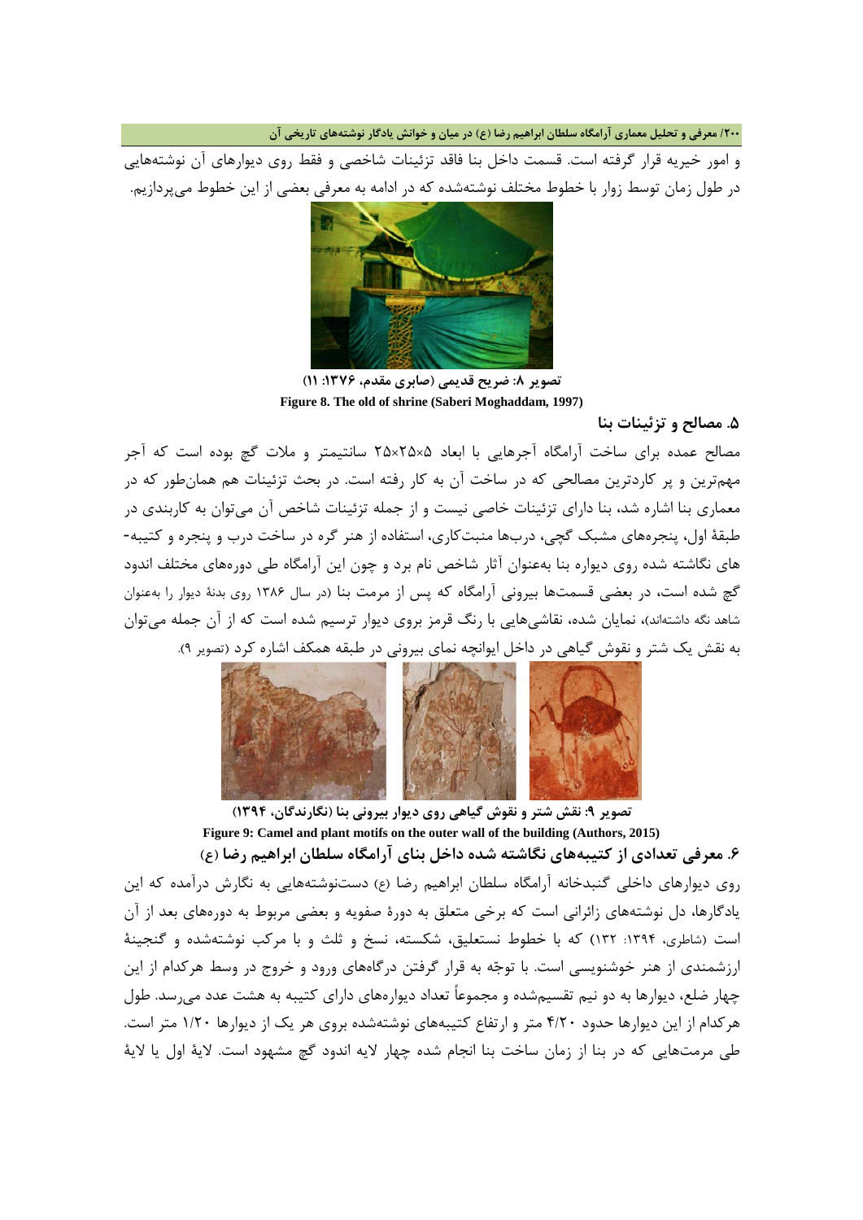و امور خیریه قرار گرفته است. قسمت داخل بنا فاقد تزئینات شاخصی و فقط روی دیوارهای آن نوشته‌هایی در طول زمان توسط زوار با خطوط مختلف نوشته‌شده که در ادامه به معرفی بعضی از این خطوط می‌پردازیم.

**تصویر ۸: ضریح قدیمی (صابری مقدم، ۱۳۷۶: ۱۱)**

**Figure 8. The old of shrine (Saberi Moghaddam, 1997)**

### ۵. مصالح و تزئینات بنا

مصالح عمده برای ساخت آرامگاه آجرهایی با ابعاد ۵×۲۵×۲۵ سانتیمتر و ملات گچ بوده است که آجر مهم‌ترین و پر کاردترین مصالحی که در ساخت آن به کار رفته است. در بحث تزئینات هم همان‌طور که در معماری بنا اشاره شد، بنا دارای تزئینات خاصی نیست و از جمله تزئینات شاخص آن می‌توان به کاربندی در طبقهٔ اول، پنجره‌های مشبک گچی، درب‌ها منبت‌کاری، استفاده از هنر گره در ساخت درب و پنجره و کتیبه‌های نگاشته شده روی دیواره بنا به‌عنوان آثار شاخص نام برد و چون این آرامگاه طی دوره‌های مختلف اندود گچ شده است، در بعضی قسمت‌ها بیرونی آرامگاه که پس از مرمت بنا (در سال ۱۳۸۶ روی بدنهٔ دیوار را به‌عنوان شاهد نگه داشته‌اند)، نمایان شده، نقاشی‌هایی با رنگ قرمز بروی دیوار ترسیم شده است که از آن جمله می‌توان به نقش یک شتر و نقوش گیاهی در داخل ایوانچه نمای بیرونی در طبقه همکف اشاره کرد (تصویر ۹).

**تصویر ۹: نقش شتر و نقوش گیاهی روی دیوار بیرونی بنا (نگارندگان، ۱۳۹۴)**

**Figure 9: Camel and plant motifs on the outer wall of the building (Authors, 2015)**

### ۶. معرفی تعدادی از کتیبه‌های نگاشته شده داخل بنای آرامگاه سلطان ابراهیم رضا (ع)

روی دیوارهای داخلی گنبدخانه آرامگاه سلطان ابراهیم رضا (ع) دست‌نوشته‌هایی به نگارش درآمده که این یادگارها، دل نوشته‌های زائرانی است که برخی متعلق به دورهٔ صفویه و بعضی مربوط به دوره‌های بعد از آن است (شاطری، ۱۳۹۴: ۱۳۲) که با خطوط نستعلیق، شکسته، نسخ و ثلث و با مرکب نوشته‌شده و گنجینهٔ ارزشمندی از هنر خوشنویسی است. با توجّه به قرار گرفتن درگاه‌های ورود و خروج در وسط هرکدام از این چهار ضلع، دیوارها به دو نیم تقسیم‌شده و مجموعاً تعداد دیواره‌های دارای کتیبه به هشت عدد می‌رسد. طول هرکدام از این دیوارها حدود ۴/۲۰ متر و ارتفاع کتیبه‌های نوشته‌شده بروی هر یک از دیوارها ۱/۲۰ متر است. طی مرمت‌هایی که در بنا از زمان ساخت بنا انجام شده چهار لایه اندود گچ مشهود است. لایهٔ اول یا لایهٔ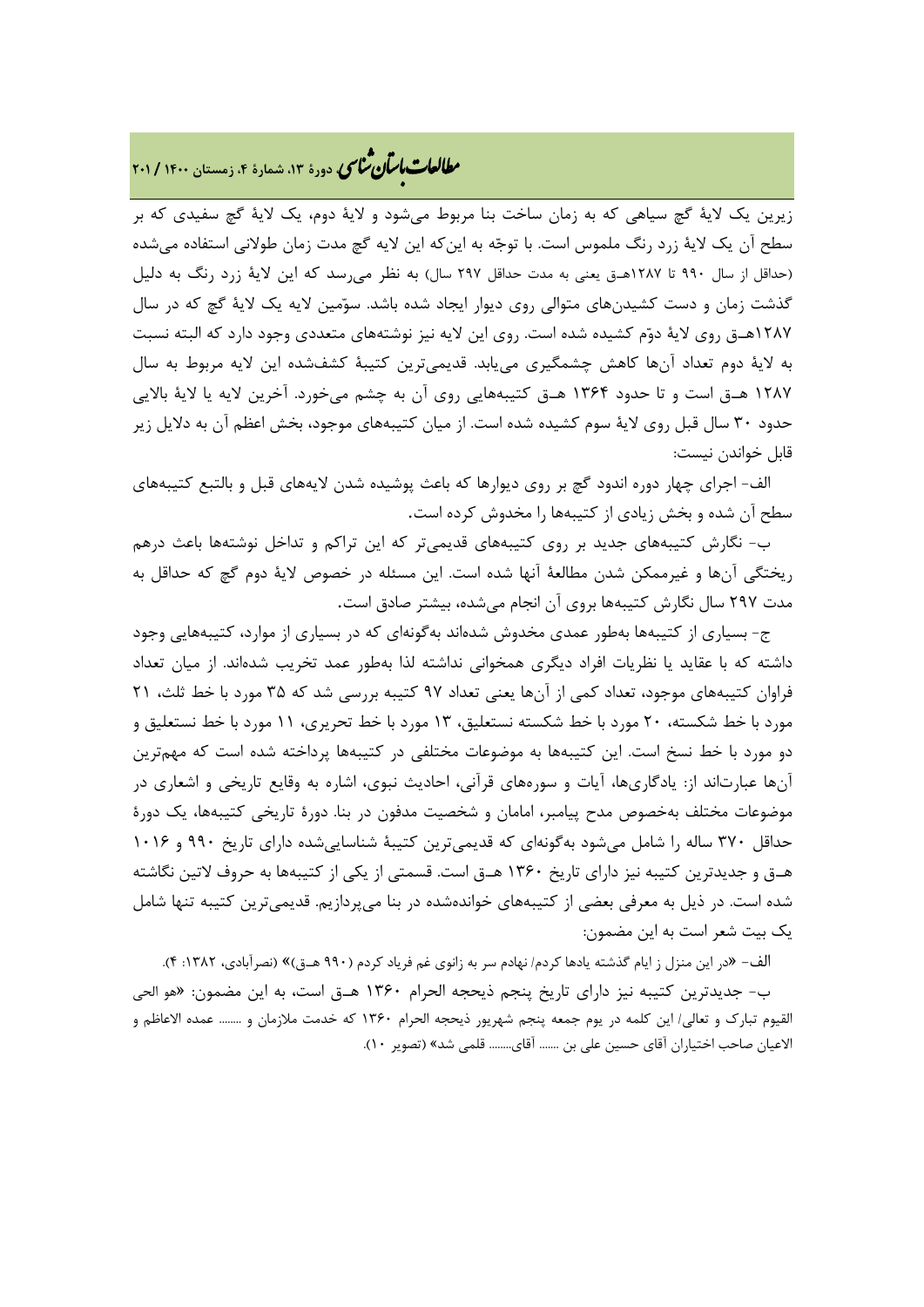زیرین یک لایهٔ گچ سیاهی که به زمان ساخت بنا مربوط می‌شود و لایهٔ دوم، یک لایهٔ گچ سفیدی که بر سطح آن یک لایهٔ زرد رنگ ملموس است. با توجّه به این‌که این لایه گچ مدت زمان طولانی استفاده می‌شده (حداقل از سال ۹۹۰ تا ۱۲۸۷هـ‌ق یعنی به مدت حداقل ۲۹۷ سال) به نظر می‌رسد که این لایهٔ زرد رنگ به دلیل گذشت زمان و دست کشیدن‌های متوالی روی دیوار ایجاد شده باشد. سوّمین لایه یک لایهٔ گچ که در سال ۱۲۸۷هـ‌ق روی لایهٔ دوّم کشیده شده است. روی این لایه نیز نوشته‌های متعددی وجود دارد که البته نسبت به لایهٔ دوم تعداد آن‌ها کاهش چشمگیری می‌یابد. قدیمی‌ترین کتیبهٔ کشف‌شده این لایه مربوط به سال ۱۲۸۷ هـ‌ق است و تا حدود ۱۳۶۴ هـ‌ق کتیبه‌هایی روی آن به چشم می‌خورد. آخرین لایه یا لایهٔ بالایی حدود ۳۰ سال قبل روی لایهٔ سوم کشیده شده است. از میان کتیبه‌های موجود، بخش اعظم آن به دلایل زیر قابل خواندن نیست:

الف- اجرای چهار دوره اندود گچ بر روی دیوارها که باعث پوشیده شدن لایه‌های قبل و بالتبع کتیبه‌های سطح آن شده و بخش زیادی از کتیبه‌ها را مخدوش کرده است.

ب- نگارش کتیبه‌های جدید بر روی کتیبه‌های قدیمی‌تر که این تراکم و تداخل نوشته‌ها باعث درهم ریختگی آن‌ها و غیرممکن شدن مطالعهٔ آنها شده است. این مسئله در خصوص لایهٔ دوم گچ که حداقل به مدت ۲۹۷ سال نگارش کتیبه‌ها بروی آن انجام می‌شده، بیشتر صادق است.

ج- بسیاری از کتیبه‌ها به‌طور عمدی مخدوش شده‌اند به‌گونه‌ای که در بسیاری از موارد، کتیبه‌هایی وجود داشته که با عقاید یا نظریات افراد دیگری همخوانی نداشته لذا به‌طور عمد تخریب شده‌اند. از میان تعداد فراوان کتیبه‌های موجود، تعداد کمی از آن‌ها یعنی تعداد ۹۷ کتیبه بررسی شد که ۳۵ مورد با خط ثلث، ۲۱ مورد با خط شکسته، ۲۰ مورد با خط شکسته نستعلیق، ۱۳ مورد با خط تحریری، ۱۱ مورد با خط نستعلیق و دو مورد با خط نسخ است. این کتیبه‌ها به موضوعات مختلفی در کتیبه‌ها پرداخته شده است که مهم‌ترین آن‌ها عبارت‌اند از: یادگاری‌ها، آیات و سوره‌های قرآنی، احادیث نبوی، اشاره به وقایع تاریخی و اشعاری در موضوعات مختلف به‌خصوص مدح پیامبر، امامان و شخصیت مدفون در بنا. دورهٔ تاریخی کتیبه‌ها، یک دورهٔ حداقل ۳۷۰ ساله را شامل می‌شود به‌گونه‌ای که قدیمی‌ترین کتیبهٔ شناسایی‌شده دارای تاریخ ۹۹۰ و ۱۰۱۶ هـ‌ق و جدیدترین کتیبه نیز دارای تاریخ ۱۳۶۰ هـ‌ق است. قسمتی از یکی از کتیبه‌ها به حروف لاتین نگاشته شده است. در ذیل به معرفی بعضی از کتیبه‌های خوانده‌شده در بنا می‌پردازیم. قدیمی‌ترین کتیبه تنها شامل یک بیت شعر است به این مضمون:

الف- «در این منزل ز ایام گذشته یادها کردم/ نهادم سر به زانوی غم فریاد کردم (۹۹۰ هـ‌ق)» (نصرآبادی، ۱۳۸۲: ۴).

ب- جدیدترین کتیبه نیز دارای تاریخ پنجم ذیحجه الحرام ۱۳۶۰ هـ‌ق است، به این مضمون: «هو الحی القیوم تبارک و تعالی/ این کلمه در یوم جمعه پنجم شهریور ذیحجه الحرام ۱۳۶۰ که خدمت ملازمان و ........ عمده الاعاظم و الاعیان صاحب اختیاران آقای حسین علی بن ....... آقای........ قلمی شد» (تصویر ۱۰).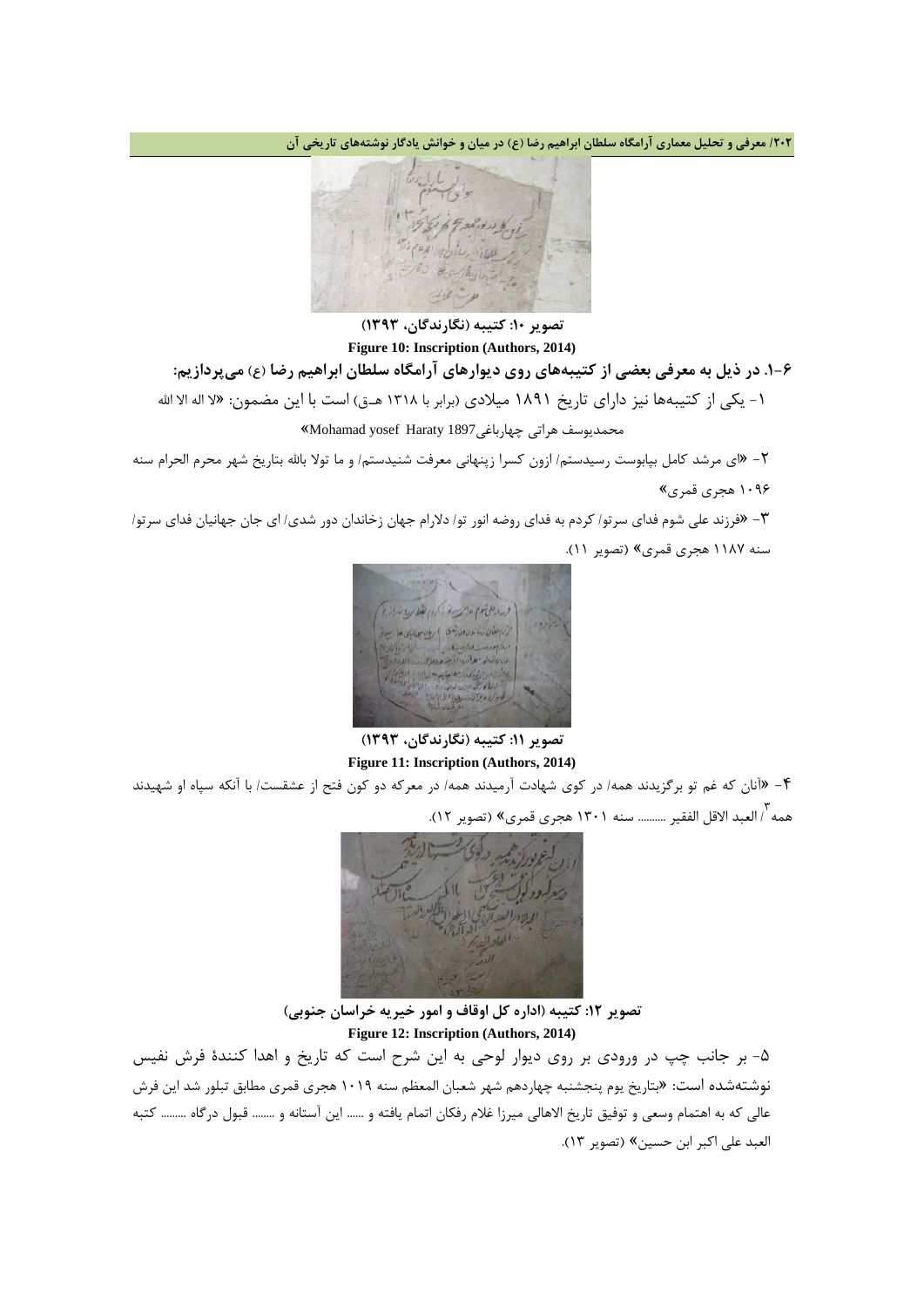تصویر ۱۰: کتیبه (نگارندگان، ۱۳۹۳)

**Figure 10: Inscription (Authors, 2014)**

### ۶-۱. در ذیل به معرفی بعضی از کتیبه‌های روی دیوارهای آرامگاه سلطان ابراهیم رضا (ع) می‌پردازیم:

۱- یکی از کتیبه‌ها نیز دارای تاریخ ۱۸۹۱ میلادی (برابر با ۱۳۱۸ هـ.ق) است با این مضمون: «لا اله الا الله محمدیوسف هراتی چهارباغیMohamad yosef Haraty 1897»

۲- «ای مرشد کامل بپابوست رسیدستم/ ازون کسرا زپنهانی معرفت شنیدستم/ و ما تولا بالله بتاریخ شهر محرم الحرام سنه ۱۰۹۶ هجری قمری»

۳- «فرزند علی شوم فدای سرتو/ کردم به فدای روضه انور تو/ دلارام جهان زخاندان دور شدی/ ای جان جهانیان فدای سرتو/ سنه ۱۱۸۷ هجری قمری» (تصویر ۱۱).

تصویر ۱۱: کتیبه (نگارندگان، ۱۳۹۳)

**Figure 11: Inscription (Authors, 2014)**

۴- «آنان که غم تو برگزیدند همه/ در کوی شهادت آرمیدند همه/ در معرکه دو کون فتح از عشقست/ با آنکه سپاه او شهیدند همه[۳]/ العبد الاقل الفقیر ......... سنه ۱۳۰۱ هجری قمری» (تصویر ۱۲).

تصویر ۱۲: کتیبه (اداره کل اوقاف و امور خیریه خراسان جنوبی)

**Figure 12: Inscription (Authors, 2014)**

۵- بر جانب چپ در ورودی بر روی دیوار لوحی به این شرح است که تاریخ و اهدا کنندهٔ فرش نفیس نوشته‌شده است: «بتاریخ یوم پنجشنبه چهاردهم شهر شعبان المعظم سنه ۱۰۱۹ هجری قمری مطابق تبلور شد این فرش عالی که به اهتمام وسعی و توفیق تاریخ الاهالی میرزا غلام رفکان اتمام یافته و ...... این آستانه و ........ قبول درگاه ......... کتبه العبد علی اکبر ابن حسین» (تصویر ۱۳).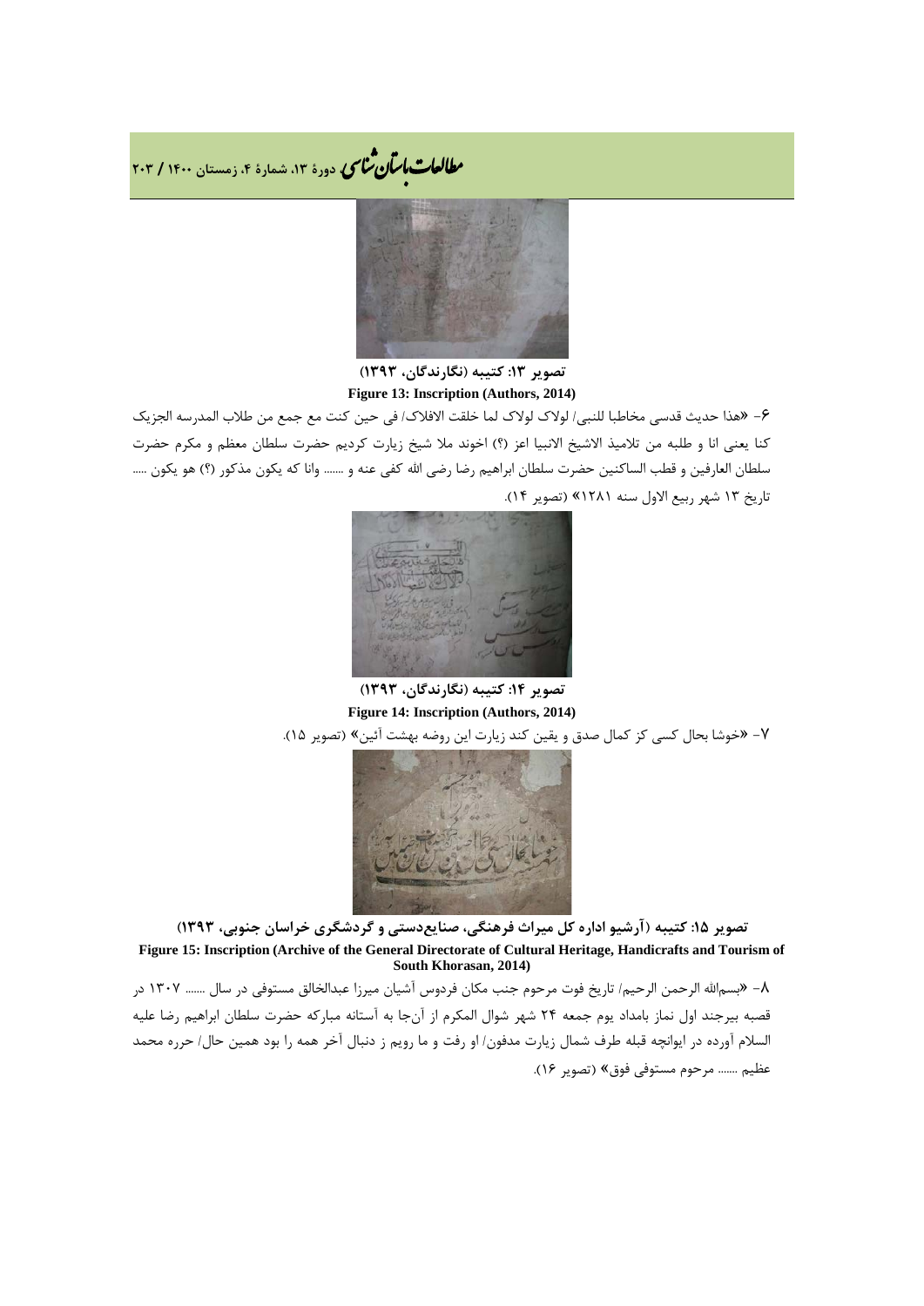**تصویر ۱۳: کتیبه (نگارندگان، ۱۳۹۳)**

**Figure 13: Inscription (Authors, 2014)**

۶- «هذا حدیث قدسی مخاطبا للنبی/ لولاک لولاک لما خلقت الافلاک/ فی حین کنت مع جمع من طلاب المدرسه الجزیک کنا یعنی انا و طلبه من تلامیذ الاشیخ الانبیا اعز (؟) اخوند ملا شیخ زیارت کردیم حضرت سلطان معظم و مکرم حضرت سلطان العارفین و قطب الساکنین حضرت سلطان ابراهیم رضا رضی الله کفی عنه و ....... وانا که یکون مذکور (؟) هو یکون ..... تاریخ ۱۳ شهر ربیع الاول سنه ۱۲۸۱» (تصویر ۱۴).

**تصویر ۱۴: کتیبه (نگارندگان، ۱۳۹۳)**

**Figure 14: Inscription (Authors, 2014)**

۷- «خوشا بحال کسی کز کمال صدق و یقین کند زیارت این روضه بهشت آئین» (تصویر ۱۵).

**تصویر ۱۵: کتیبه (آرشیو اداره کل میراث فرهنگی، صنایع‌دستی و گردشگری خراسان جنوبی، ۱۳۹۳)**

**Figure 15: Inscription (Archive of the General Directorate of Cultural Heritage, Handicrafts and Tourism of South Khorasan, 2014)**

۸- «بسم‌الله الرحمن الرحیم/ تاریخ فوت مرحوم جنب مکان فردوس آشیان میرزا عبدالخالق مستوفی در سال ....... ۱۳۰۷ در قصبه بیرجند اول نماز بامداد یوم جمعه ۲۴ شهر شوال المکرم از آن‌جا به آستانه مبارکه حضرت سلطان ابراهیم رضا علیه السلام آورده در ایوانچه قبله طرف شمال زیارت مدفون/ او رفت و ما رویم ز دنبال آخر همه را بود همین حال/ حرره محمد عظیم ....... مرحوم مستوفی فوق» (تصویر ۱۶).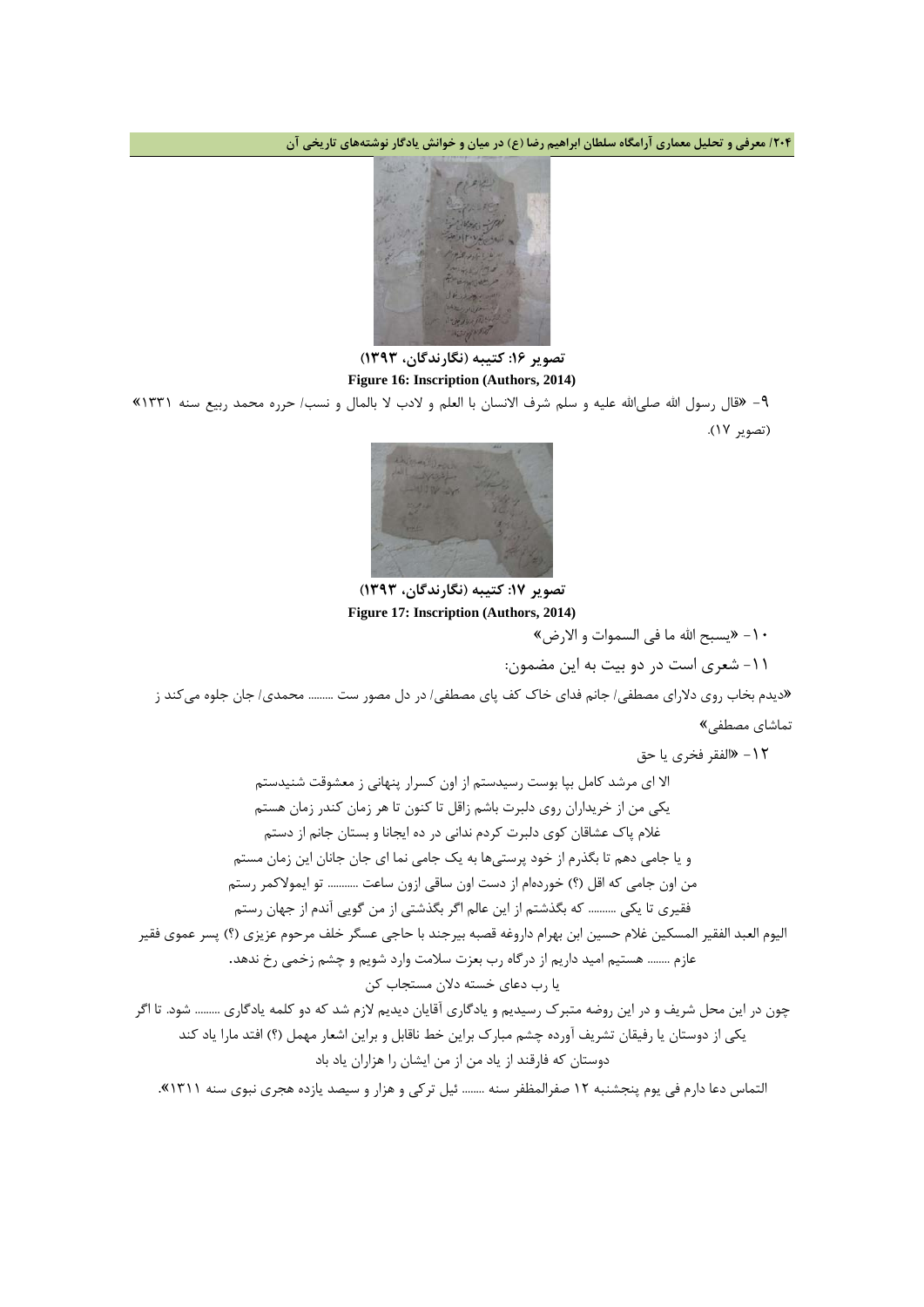**تصویر ۱۶: کتیبه (نگارندگان، ۱۳۹۳)**

**Figure 16: Inscription (Authors, 2014)**

۹- «قال رسول الله صلی‌الله علیه و سلم شرف الانسان با العلم و لادب لا بالمال و نسب/ حرره محمد ربیع سنه ۱۳۳۱» (تصویر ۱۷).

**تصویر ۱۷: کتیبه (نگارندگان، ۱۳۹۳)**

**Figure 17: Inscription (Authors, 2014)**

۱۰- «یسبح الله ما فی السموات و الارض»

۱۱- شعری است در دو بیت به این مضمون:

«دیدم بخاب روی دلارای مصطفی/ جانم فدای خاک کف پای مصطفی/ در دل مصور ست ......... محمدی/ جان جلوه می‌کند ز تماشای مصطفی»

۱۲- «الفقر فخری یا حق

الا ای مرشد کامل بیا بوست رسیدستم از اون کسرار پنهانی ز معشوقت شنیدستم

یکی من از خریداران روی دلبرت باشم زاقل تا کنون تا هر زمان کندر زمان هستم

غلام پاک عشاقان کوی دلبرت کردم ندانی در ده ایجانا و بستان جانم از دستم

و یا جامی دهم تا بگذرم از خود پرستی‌ها به یک جامی نما ای جان جانان این زمان مستم

من اون جامی که اقل (؟) خورده‌ام از دست اون ساقی ازون ساعت ........... تو ایمولاکمر رستم

فقیری تا یکی .......... که بگذشتم از این عالم اگر بگذشتی از من گویی آندم از جهان رستم

الیوم العبد الفقیر المسکین غلام حسین ابن بهرام داروغه قصبه بیرجند با حاجی عسگر خلف مرحوم عزیزی (؟) پسر عموی فقیر عازم ........ هستیم امید داریم از درگاه رب بعزت سلامت وارد شویم و چشم زخمی رخ ندهد.

یا رب دعای خسته دلان مستجاب کن

چون در این محل شریف و در این روضه متبرک رسیدیم و یادگاری آقایان دیدیم لازم شد که دو کلمه یادگاری ......... شود. تا اگر یکی از دوستان یا رفیقان تشریف آورده چشم مبارک براین خط ناقابل و براین اشعار مهمل (؟) افتد مارا یاد کند

دوستان که فارقند از یاد من از من ایشان را هزاران یاد باد

التماس دعا دارم فی یوم پنجشنبه ۱۲ صفرالمظفر سنه ........ ئیل ترکی و هزار و سیصد یازده هجری نبوی سنه ۱۳۱۱».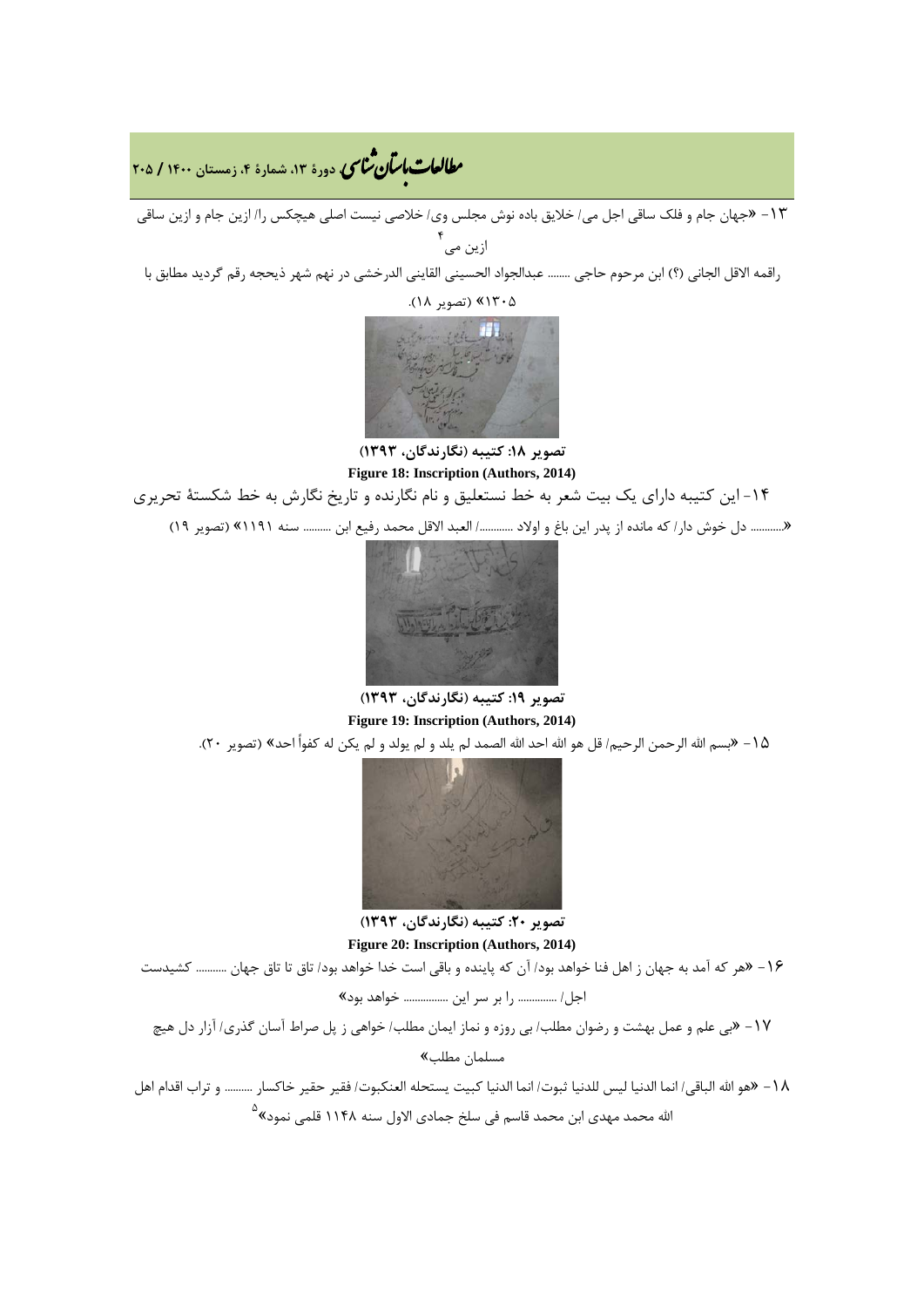۱۳- «جهان جام و فلک ساقی اجل می/ خلایق باده نوش مجلس وی/ خلاصی نیست اصلی هیچکس را/ ازین جام و ازین ساقی ازین می[۴]

راقمه الاقل الجانی (؟) ابن مرحوم حاجی ........ عبدالجواد الحسینی القاینی الدرخشی در نهم شهر ذیحجه رقم گردید مطابق با ۱۳۰۵» (تصویر ۱۸).

**تصویر ۱۸: کتیبه (نگارندگان، ۱۳۹۳)**

**Figure 18: Inscription (Authors, 2014)**

۱۴- این کتیبه دارای یک بیت شعر به خط نستعلیق و نام نگارنده و تاریخ نگارش به خط شکستهٔ تحریری

«........... دل خوش دار/ که مانده از پدر این باغ و اولاد ............/ العبد الاقل محمد رفیع ابن .......... سنه ۱۱۹۱» (تصویر ۱۹)

**تصویر ۱۹: کتیبه (نگارندگان، ۱۳۹۳)**

**Figure 19: Inscription (Authors, 2014)**

۱۵- «بسم الله الرحمن الرحیم/ قل هو الله احد الله الصمد لم یلد و لم یولد و لم یکن له کفواً احد» (تصویر ۲۰).

**تصویر ۲۰: کتیبه (نگارندگان، ۱۳۹۳)**

**Figure 20: Inscription (Authors, 2014)**

۱۶- «هر که آمد به جهان ز اهل فنا خواهد بود/ آن که پاینده و باقی است خدا خواهد بود/ تاق تا تاق جهان ........... کشیدست اجل/ ............. را بر سر این ................ خواهد بود»

۱۷- «بی علم و عمل بهشت و رضوان مطلب/ بی روزه و نماز ایمان مطلب/ خواهی ز پل صراط آسان گذری/ آزار دل هیچ مسلمان مطلب»

۱۸- «هو الله الباقی/ انما الدنیا لیس للدنیا ثبوت/ انما الدنیا کبیت یستحله العنکبوت/ فقیر حقیر خاکسار .......... و تراب اقدام اهل الله محمد مهدی ابن محمد قاسم فی سلخ جمادی الاول سنه ۱۱۴۸ قلمی نمود»[۵]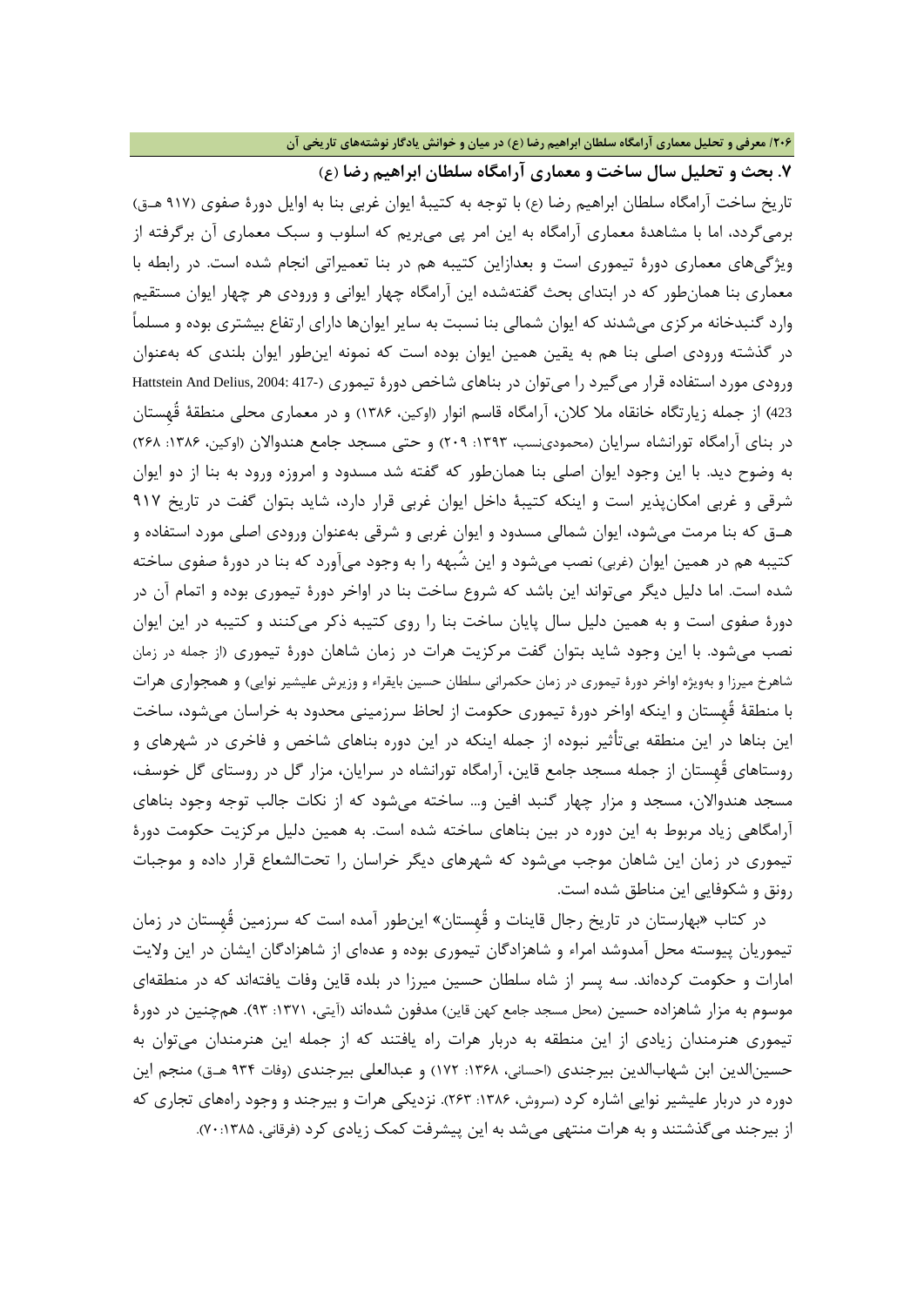## ۷. بحث و تحلیل سال ساخت و معماری آرامگاه سلطان ابراهیم رضا (ع)

تاریخ ساخت آرامگاه سلطان ابراهیم رضا (ع) با توجه به کتیبهٔ ایوان غربی بنا به اوایل دورهٔ صفوی (۹۱۷ هـق) برمی‌گردد، اما با مشاهدهٔ معماری آرامگاه به این امر پی می‌بریم که اسلوب و سبک معماری آن برگرفته از ویژگی‌های معماری دورهٔ تیموری است و بعدازاین کتیبه هم در بنا تعمیراتی انجام شده است. در رابطه با معماری بنا همان‌طور که در ابتدای بحث گفته‌شده این آرامگاه چهار ایوانی و ورودی هر چهار ایوان مستقیم وارد گنبدخانه مرکزی می‌شدند که ایوان شمالی بنا نسبت به سایر ایوان‌ها دارای ارتفاع بیشتری بوده و مسلماً در گذشته ورودی اصلی بنا هم به یقین همین ایوان بوده است که نمونه این‌طور ایوان بلندی که به‌عنوان ورودی مورد استفاده قرار می‌گیرد را می‌توان در بناهای شاخص دورهٔ تیموری (Hattstein And Delius, 2004: 417-423) از جمله زیارتگاه خانقاه ملا کلان، آرامگاه قاسم انوار (اوکین، ۱۳۸۶) و در معماری محلی منطقهٔ قُهستان در بنای آرامگاه تورانشاه سرایان (محمودی‌نسب، ۱۳۹۳: ۲۰۹) و حتی مسجد جامع هندوالان (اوکین، ۱۳۸۶: ۲۶۸) به وضوح دید. با این وجود ایوان اصلی بنا همان‌طور که گفته شد مسدود و امروزه ورود به بنا از دو ایوان شرقی و غربی امکان‌پذیر است و اینکه کتیبهٔ داخل ایوان غربی قرار دارد، شاید بتوان گفت در تاریخ ۹۱۷ هـق که بنا مرمت می‌شود، ایوان شمالی مسدود و ایوان غربی و شرقی به‌عنوان ورودی اصلی مورد استفاده و کتیبه هم در همین ایوان (غربی) نصب می‌شود و این شُبهه را به وجود می‌آورد که بنا در دورهٔ صفوی ساخته شده است. اما دلیل دیگر می‌تواند این باشد که شروع ساخت بنا در اواخر دورهٔ تیموری بوده و اتمام آن در دورهٔ صفوی است و به همین دلیل سال پایان ساخت بنا را روی کتیبه ذکر می‌کنند و کتیبه در این ایوان نصب می‌شود. با این وجود شاید بتوان گفت مرکزیت هرات در زمان شاهان دورهٔ تیموری (از جمله در زمان شاهرخ میرزا و به‌ویژه اواخر دورهٔ تیموری در زمان حکمرانی سلطان حسین بایقراء و وزیرش علیشیر نوایی) و همجواری هرات با منطقهٔ قُهستان و اینکه اواخر دورهٔ تیموری حکومت از لحاظ سرزمینی محدود به خراسان می‌شود، ساخت این بناها در این منطقه بی‌تأثیر نبوده از جمله اینکه در این دوره بناهای شاخص و فاخری در شهرهای و روستاهای قُهستان از جمله مسجد جامع قاین، آرامگاه تورانشاه در سرایان، مزار گل در روستای گل خوسف، مسجد هندوالان، مسجد و مزار چهار گنبد افین و... ساخته می‌شود که از نکات جالب توجه وجود بناهای آرامگاهی زیاد مربوط به این دوره در بین بناهای ساخته شده است. به همین دلیل مرکزیت حکومت دورهٔ تیموری در زمان این شاهان موجب می‌شود که شهرهای دیگر خراسان را تحت‌الشعاع قرار داده و موجبات رونق و شکوفایی این مناطق شده است.

در کتاب «بهارستان در تاریخ رجال قاینات و قُهستان» این‌طور آمده است که سرزمین قُهستان در زمان تیموریان پیوسته محل آمدوشد امراء و شاهزادگان تیموری بوده و عده‌ای از شاهزادگان ایشان در این ولایت امارات و حکومت کرده‌اند. سه پسر از شاه سلطان حسین میرزا در بلده قاین وفات یافته‌اند که در منطقه‌ای موسوم به مزار شاهزاده حسین (محل مسجد جامع کهن قاین) مدفون شده‌اند (آیتی، ۱۳۷۱: ۹۳). همچنین در دورهٔ تیموری هنرمندان زیادی از این منطقه به دربار هرات راه یافتند که از جمله این هنرمندان می‌توان به حسین‌الدین ابن شهاب‌الدین بیرجندی (احسانی، ۱۳۶۸: ۱۷۲) و عبدالعلی بیرجندی (وفات ۹۳۴ هـق) منجم این دوره در دربار علیشیر نوایی اشاره کرد (سروش، ۱۳۸۶: ۲۶۳). نزدیکی هرات و بیرجند و وجود راه‌های تجاری که از بیرجند می‌گذشتند و به هرات منتهی می‌شد به این پیشرفت کمک زیادی کرد (فرقانی، ۱۳۸۵: ۷۰).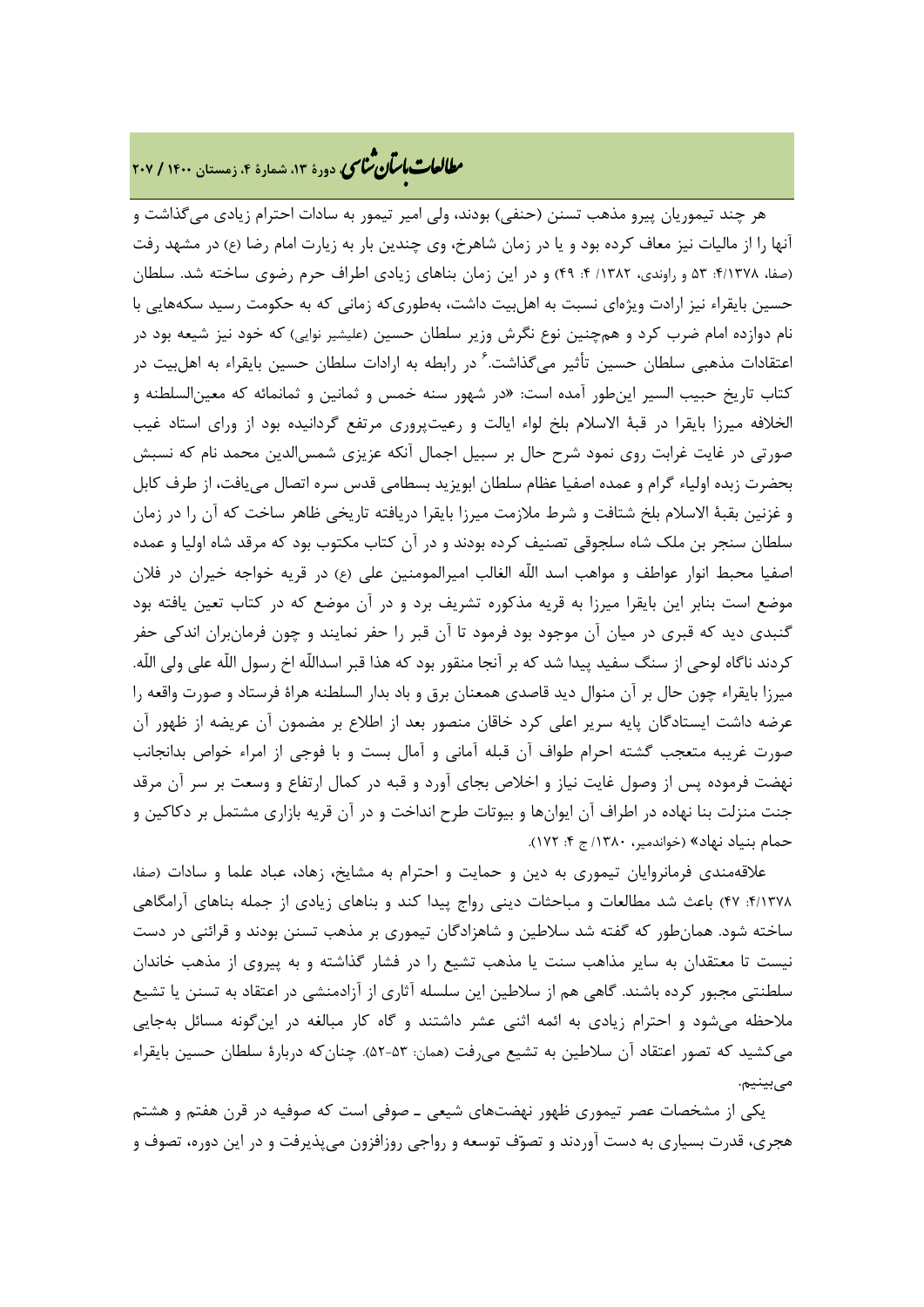هر چند تیموریان پیرو مذهب تسنن (حنفی) بودند، ولی امیر تیمور به سادات احترام زیادی می‌گذاشت و آنها را از مالیات نیز معاف کرده بود و یا در زمان شاهرخ، وی چندین بار به زیارت امام رضا (ع) در مشهد رفت (صفا، ۴/۱۳۷۸: ۵۳ و راوندی، ۱۳۸۲/ ۴: ۴۹) و در این زمان بناهای زیادی اطراف حرم رضوی ساخته شد. سلطان حسین بایقراء نیز ارادت ویژه‌ای نسبت به اهل‌بیت داشت، به‌طوری‌که زمانی که به حکومت رسید سکه‌هایی با نام دوازده امام ضرب کرد و همچنین نوع نگرش وزیر سلطان حسین (علیشیر نوایی) که خود نیز شیعه بود در اعتقادات مذهبی سلطان حسین تأثیر می‌گذاشت.[۶] در رابطه به ارادات سلطان حسین بایقراء به اهل‌بیت در کتاب تاریخ حبیب السیر این‌طور آمده است: «در شهور سنه خمس و ثمانین و ثمانمائه که معین‌السلطنه و الخلافه میرزا بایقرا در قبهٔ الاسلام بلخ لواء ایالت و رعیت‌پروری مرتفع گردانیده بود از ورای استاد غیب صورتی در غایت غرابت روی نمود شرح حال بر سبیل اجمال آنکه عزیزی شمس‌الدین محمد نام که نسبش بحضرت زبده اولیاء گرام و عمده اصفیا عظام سلطان ابویزید بسطامی قدس سره اتصال می‌یافت، از طرف کابل و غزنین بقبهٔ الاسلام بلخ شتافت و شرط ملازمت میرزا بایقرا دریافته تاریخی ظاهر ساخت که آن را در زمان سلطان سنجر بن ملک شاه سلجوقی تصنیف کرده بودند و در آن کتاب مکتوب بود که مرقد شاه اولیا و عمده اصفیا محیط انوار عواطف و مواهب اسد اللّه الغالب امیرالمومنین علی (ع) در قریه خواجه خیران در فلان موضع است بنابر این بایقرا میرزا به قریه مذکوره تشریف برد و در آن موضع که در کتاب تعین یافته بود گنبدی دید که قبری در میان آن موجود بود فرمود تا آن قبر را حفر نمایند و چون فرمان‌بران اندکی حفر کردند ناگاه لوحی از سنگ سفید پیدا شد که بر آنجا منقور بود که هذا قبر اسداللّه اخ رسول اللّه علی ولی اللّه. میرزا بایقراء چون حال بر آن منوال دید قاصدی همعنان برق و باد بدار السلطنه هراهٔ فرستاد و صورت واقعه را عرضه داشت ایستادگان پایه سریر اعلی کرد خاقان منصور بعد از اطلاع بر مضمون آن عریضه از ظهور آن صورت غریبه متعجب گشته احرام طواف آن قبله آمانی و آمال بست و با فوجی از امراء خواص بدانجانب نهضت فرموده پس از وصول غایت نیاز و اخلاص بجای آورد و قبه در کمال ارتفاع و وسعت بر سر آن مرقد جنت منزلت بنا نهاده در اطراف آن ایوان‌ها و بیوتات طرح انداخت و در آن قریه بازاری مشتمل بر دکاکین و حمام بنیاد نهاد» (خواندمیر، ۱۳۸۰/ ج ۴: ۱۷۲).

علاقه‌مندی فرمانروایان تیموری به دین و حمایت و احترام به مشایخ، زهاد، عباد علما و سادات (صفا، ۴/۱۳۷۸: ۴۷) باعث شد مطالعات و مباحثات دینی رواج پیدا کند و بناهای زیادی از جمله بناهای آرامگاهی ساخته شود. همان‌طور که گفته شد سلاطین و شاهزادگان تیموری بر مذهب تسنن بودند و قرائنی در دست نیست تا معتقدان به سایر مذاهب سنت یا مذهب تشیع را در فشار گذاشته و به پیروی از مذهب خاندان سلطنتی مجبور کرده باشند. گاهی هم از سلاطین این سلسله آثاری از آزادمنشی در اعتقاد به تسنن یا تشیع ملاحظه می‌شود و احترام زیادی به ائمه اثنی عشر داشتند و گاه کار مبالغه در این‌گونه مسائل به‌جایی می‌کشید که تصور اعتقاد آن سلاطین به تشیع می‌رفت (همان: ۵۳-۵۲). چنان‌که دربارهٔ سلطان حسین بایقراء می‌بینیم.

یکی از مشخصات عصر تیموری ظهور نهضت‌های شیعی ـ صوفی است که صوفیه در قرن هفتم و هشتم هجری، قدرت بسیاری به دست آوردند و تصوّف توسعه و رواجی روزافزون می‌پذیرفت و در این دوره، تصوف و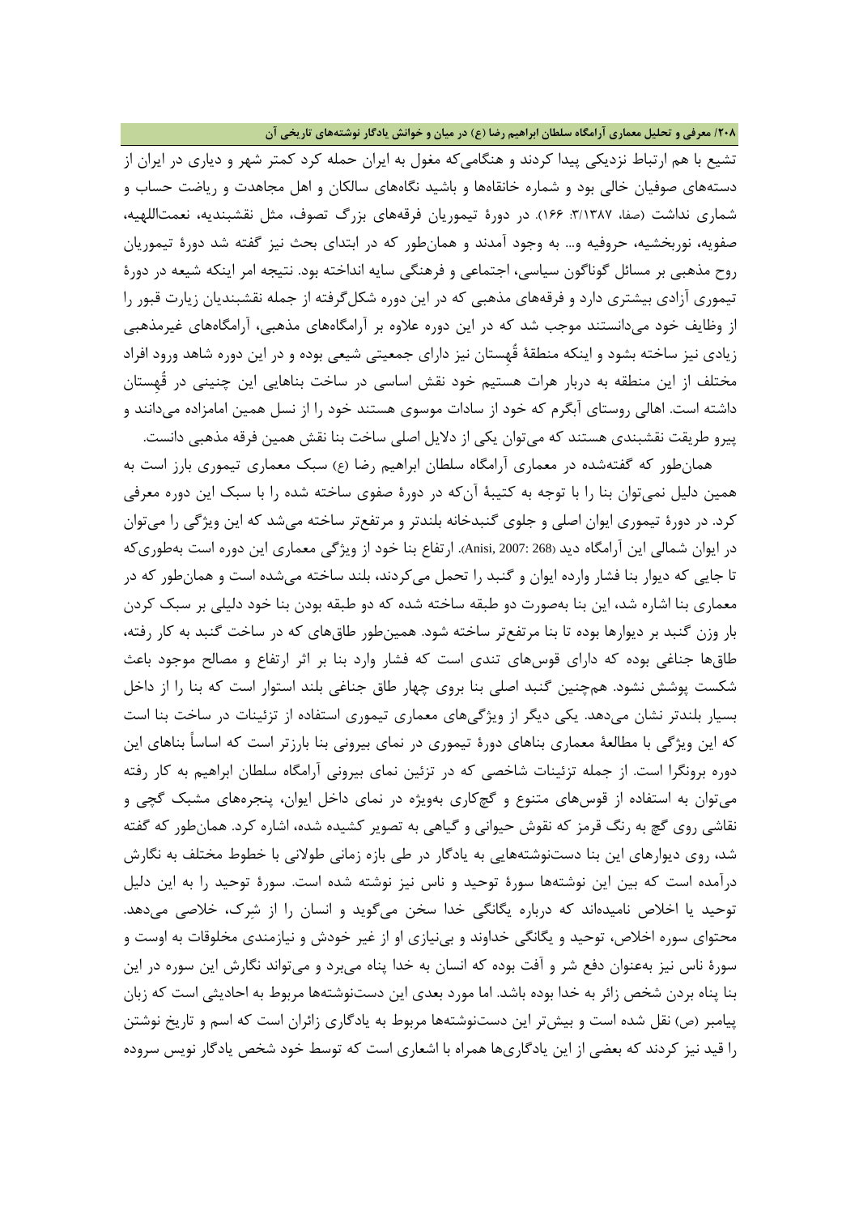تشیع با هم ارتباط نزدیکی پیدا کردند و هنگامی‌که مغول به ایران حمله کرد کمتر شهر و دیاری در ایران از دسته‌های صوفیان خالی بود و شماره خانقاه‌ها و باشید نگاه‌های سالکان و اهل مجاهدت و ریاضت حساب و شماری نداشت (صفا، ۳/۱۳۸۷: ۱۶۶). در دورۀ تیموریان فرقه‌های بزرگ تصوف، مثل نقشبندیه، نعمت‌اللهیه، صفویه، نوربخشیه، حروفیه و... به وجود آمدند و همان‌طور که در ابتدای بحث نیز گفته شد دورۀ تیموریان روح مذهبی بر مسائل گوناگون سیاسی، اجتماعی و فرهنگی سایه انداخته بود. نتیجه امر اینکه شیعه در دورۀ تیموری آزادی بیشتری دارد و فرقه‌های مذهبی که در این دوره شکل‌گرفته از جمله نقشبندیان زیارت قبور را از وظایف خود می‌دانستند موجب شد که در این دوره علاوه بر آرامگاه‌های مذهبی، آرامگاه‌های غیرمذهبی زیادی نیز ساخته بشود و اینکه منطقۀ قُهستان نیز دارای جمعیتی شیعی بوده و در این دوره شاهد ورود افراد مختلف از این منطقه به دربار هرات هستیم خود نقش اساسی در ساخت بناهایی این چنینی در قُهستان داشته است. اهالی روستای آبگرم که خود از سادات موسوی هستند خود را از نسل همین امامزاده می‌دانند و پیرو طریقت نقشبندی هستند که می‌توان یکی از دلایل اصلی ساخت بنا نقش همین فرقه مذهبی دانست.

همان‌طور که گفته‌شده در معماری آرامگاه سلطان ابراهیم رضا (ع) سبک معماری تیموری بارز است به همین دلیل نمی‌توان بنا را با توجه به کتیبۀ آن‌که در دورۀ صفوی ساخته شده را با سبک این دوره معرفی کرد. در دورۀ تیموری ایوان اصلی و جلوی گنبدخانه بلندتر و مرتفع‌تر ساخته می‌شد که این ویژگی را می‌توان در ایوان شمالی این آرامگاه دید (Anisi, 2007: 268). ارتفاع بنا خود از ویژگی معماری این دوره است به‌طوری‌که تا جایی که دیوار بنا فشار وارده ایوان و گنبد را تحمل می‌کردند، بلند ساخته می‌شده است و همان‌طور که در معماری بنا اشاره شد، این بنا به‌صورت دو طبقه ساخته شده که دو طبقه بودن بنا خود دلیلی بر سبک کردن بار وزن گنبد بر دیوارها بوده تا بنا مرتفع‌تر ساخته شود. همین‌طور طاق‌های که در ساخت گنبد به کار رفته، طاق‌ها جناغی بوده که دارای قوس‌های تندی است که فشار وارد بنا بر اثر ارتفاع و مصالح موجود باعث شکست پوشش نشود. هم‌چنین گنبد اصلی بنا بروی چهار طاق جناغی بلند استوار است که بنا را از داخل بسیار بلندتر نشان می‌دهد. یکی دیگر از ویژگی‌های معماری تیموری استفاده از تزئینات در ساخت بنا است که این ویژگی با مطالعۀ معماری بناهای دورۀ تیموری در نمای بیرونی بنا بارزتر است که اساساً بناهای این دوره برونگرا است. از جمله تزئینات شاخصی که در تزئین نمای بیرونی آرامگاه سلطان ابراهیم به کار رفته می‌توان به استفاده از قوس‌های متنوع و گچ‌کاری به‌ویژه در نمای داخل ایوان، پنجره‌های مشبک گچی و نقاشی روی گچ به رنگ قرمز که نقوش حیوانی و گیاهی به تصویر کشیده شده، اشاره کرد. همان‌طور که گفته شد، روی دیوارهای این بنا دست‌نوشته‌هایی به یادگار در طی بازه زمانی طولانی با خطوط مختلف به نگارش درآمده است که بین این نوشته‌ها سورۀ توحید و ناس نیز نوشته شده است. سورۀ توحید را به این دلیل توحید یا اخلاص نامیده‌اند که درباره یگانگی خدا سخن می‌گوید و انسان را از شِرک، خلاصی می‌دهد. محتوای سوره اخلاص، توحید و یگانگی خداوند و بی‌نیازی او از غیر خودش و نیازمندی مخلوقات به اوست و سورۀ ناس نیز به‌عنوان دفع شر و آفت بوده که انسان به خدا پناه می‌برد و می‌تواند نگارش این سوره در این بنا پناه بردن شخص زائر به خدا بوده باشد. اما مورد بعدی این دست‌نوشته‌ها مربوط به احادیثی است که زبان پیامبر (ص) نقل شده است و بیش‌تر این دست‌نوشته‌ها مربوط به یادگاری زائران است که اسم و تاریخ نوشتن را قید نیز کردند که بعضی از این یادگاری‌ها همراه با اشعاری است که توسط خود شخص یادگار نویس سروده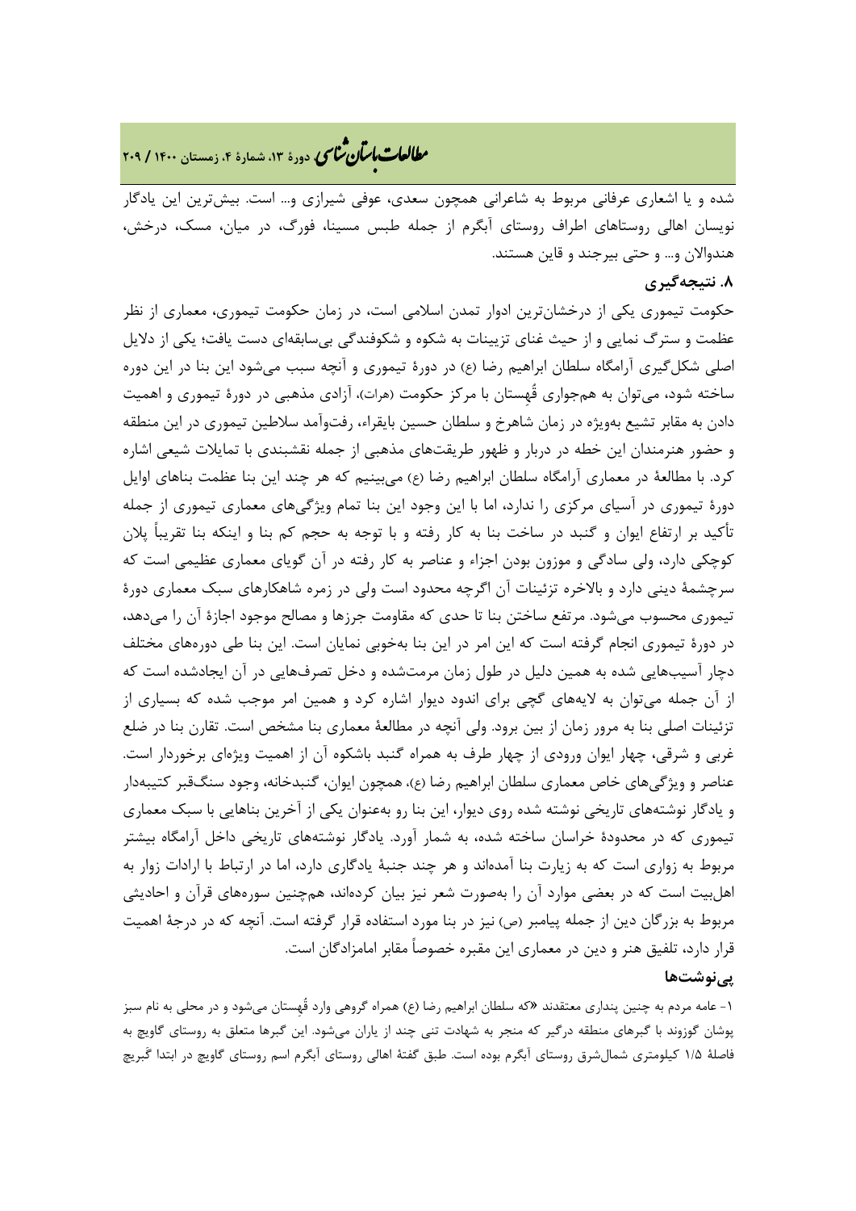شده و یا اشعاری عرفانی مربوط به شاعرانی همچون سعدی، عوفی شیرازی و... است. بیش‌ترین این یادگار نویسان اهالی روستاهای اطراف روستای آبگرم از جمله طبس مسینا، فورگ، در میان، مسک، درخش، هندوالان و... و حتی بیرجند و قاین هستند.

## ۸. نتیجه‌گیری

حکومت تیموری یکی از درخشان‌ترین ادوار تمدن اسلامی است، در زمان حکومت تیموری، معماری از نظر عظمت و سترگ نمایی و از حیث غنای تزیینات به شکوه و شکوفندگی بی‌سابقه‌ای دست یافت؛ یکی از دلایل اصلی شکل‌گیری آرامگاه سلطان ابراهیم رضا (ع) در دورهٔ تیموری و آنچه سبب می‌شود این بنا در این دوره ساخته شود، می‌توان به همجواری قُهستان با مرکز حکومت (هرات)، آزادی مذهبی در دورهٔ تیموری و اهمیت دادن به مقابر تشیع به‌ویژه در زمان شاهرخ و سلطان حسین بایقراء، رفت‌وآمد سلاطین تیموری در این منطقه و حضور هنرمندان این خطه در دربار و ظهور طریقت‌های مذهبی از جمله نقشبندی با تمایلات شیعی اشاره کرد. با مطالعهٔ در معماری آرامگاه سلطان ابراهیم رضا (ع) می‌بینیم که هر چند این بنا عظمت بناهای اوایل دورهٔ تیموری در آسیای مرکزی را ندارد، اما با این وجود این بنا تمام ویژگی‌های معماری تیموری از جمله تأکید بر ارتفاع ایوان و گنبد در ساخت بنا به کار رفته و با توجه به حجم کم بنا و اینکه بنا تقریباً پلان کوچکی دارد، ولی سادگی و موزون بودن اجزاء و عناصر به کار رفته در آن گویای معماری عظیمی است که سرچشمهٔ دینی دارد و بالاخره تزئینات آن اگرچه محدود است ولی در زمره شاهکارهای سبک معماری دورهٔ تیموری محسوب می‌شود. مرتفع ساختن بنا تا حدی که مقاومت جرزها و مصالح موجود اجازهٔ آن را می‌دهد، در دورهٔ تیموری انجام گرفته است که این امر در این بنا به‌خوبی نمایان است. این بنا طی دوره‌های مختلف دچار آسیب‌هایی شده به همین دلیل در طول زمان مرمت‌شده و دخل تصرفهایی در آن ایجادشده است که از آن جمله می‌توان به لایه‌های گچی برای اندود دیوار اشاره کرد و همین امر موجب شده که بسیاری از تزئینات اصلی بنا به مرور زمان از بین برود. ولی آنچه در مطالعهٔ معماری بنا مشخص است. تقارن بنا در ضلع غربی و شرقی، چهار ایوان ورودی از چهار طرف به همراه گنبد باشکوه آن از اهمیت ویژه‌ای برخوردار است. عناصر و ویژگی‌های خاص معماری سلطان ابراهیم رضا (ع)، همچون ایوان، گنبدخانه، وجود سنگ‌قبر کتیبه‌دار و یادگار نوشته‌های تاریخی نوشته شده روی دیوار، این بنا رو به‌عنوان یکی از آخرین بناهایی با سبک معماری تیموری که در محدودهٔ خراسان ساخته شده، به شمار آورد. یادگار نوشته‌های تاریخی داخل آرامگاه بیشتر مربوط به زواری است که به زیارت بنا آمده‌اند و هر چند جنبهٔ یادگاری دارد، اما در ارتباط با ارادات زوار به اهل‌بیت است که در بعضی موارد آن را به‌صورت شعر نیز بیان کرده‌اند، همچنین سوره‌های قرآن و احادیثی مربوط به بزرگان دین از جمله پیامبر (ص) نیز در بنا مورد استفاده قرار گرفته است. آنچه که در درجهٔ اهمیت قرار دارد، تلفیق هنر و دین در معماری این مقبره خصوصاً مقابر امامزادگان است.

### پی‌نوشت‌ها

۱- عامه مردم به چنین پنداری معتقدند «که سلطان ابراهیم رضا (ع) همراه گروهی وارد قُهستان می‌شود و در محلی به نام سبز پوشان گوزوند با گبرهای منطقه درگیر که منجر به شهادت تنی چند از یاران می‌شود. این گبرها متعلق به روستای گاویچ به فاصلهٔ ۱/۵ کیلومتری شمال‌شرق روستای آبگرم بوده است. طبق گفتهٔ اهالی روستای آبگرم اسم روستای گاویچ در ابتدا گَبریچ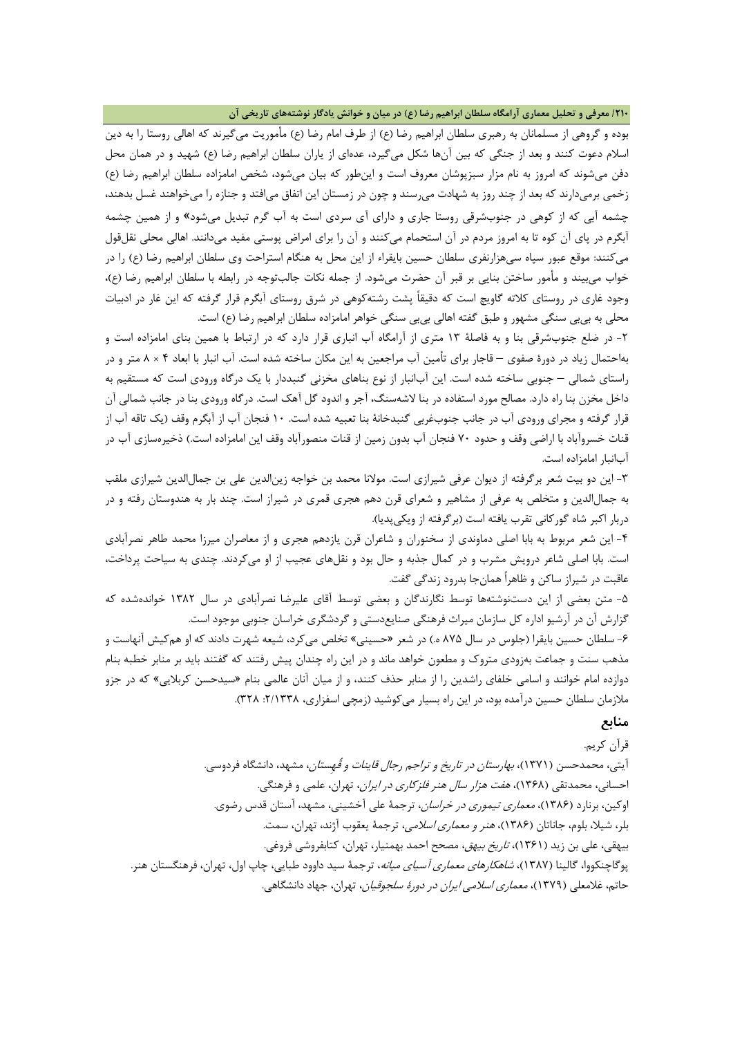بوده و گروهی از مسلمانان به رهبری سلطان ابراهیم رضا (ع) از طرف امام رضا (ع) مأموریت می‌گیرند که اهالی روستا را به دین اسلام دعوت کنند و بعد از جنگی که بین آن‌ها شکل می‌گیرد، عده‌ای از یاران سلطان ابراهیم رضا (ع) شهید و در همان محل دفن می‌شوند که امروز به نام مزار سبزپوشان معروف است و این‌طور که بیان می‌شود، شخص امامزاده سلطان ابراهیم رضا (ع) زخمی برمی‌دارند که بعد از چند روز به شهادت می‌رسند و چون در زمستان این اتفاق می‌افتد و جنازه را می‌خواهند غسل بدهند، چشمه آبی که از کوهی در جنوب‌شرقی روستا جاری و دارای آبِ سردی است به آب گرم تبدیل می‌شود» و از همین چشمه آبگرم در پای آن کوه تا به امروز مردم در آن استحمام می‌کنند و آن را برای امراض پوستی مفید می‌دانند. اهالی محلی نقل‌قول می‌کنند: موقع عبور سپاه سی‌هزارنفری سلطان حسین بایقراء از این محل به هنگام استراحت وی سلطان ابراهیم رضا (ع) را در خواب می‌بیند و مأمور ساختن بنایی بر قبر آن حضرت می‌شود. از جمله نکات جالب‌توجه در رابطه با سلطان ابراهیم رضا (ع)، وجود غاری در روستای کلاته گاویچ است که دقیقاً پشت رشته‌کوهی در شرق روستای آبگرم قرار گرفته که این غار در ادبیات محلی به بی‌بی سنگی مشهور و طبق گفته اهالی بی‌بی سنگی خواهر امامزاده سلطان ابراهیم رضا (ع) است.

۲- در ضلع جنوب‌شرقی بنا و به فاصلهٔ ۱۳ متری از آرامگاه آب انباری قرار دارد که در ارتباط با همین بنای امامزاده است و به‌احتمال زیاد در دورهٔ صفوی – قاجار برای تأمین آب مراجعین به این مکان ساخته شده است. آب انبار با ابعاد ۴ × ۸ متر و در راستای شمالی – جنوبی ساخته شده است. این آب‌انبار از نوع بناهای مخزنی گنبددار با یک درگاه ورودی است که مستقیم به داخل مخزن بنا راه دارد. مصالح مورد استفاده در بنا لاشه‌سنگ، آجر و اندود گل آهک است. درگاه ورودی بنا در جانب شمالی آن قرار گرفته و مجرای ورودی آب در جانب جنوب‌غربی گنبدخانهٔ بنا تعبیه شده است. ۱۰ فنجان آب از آبگرم وقف (یک تاقه آب از قنات خسروآباد با اراضی وقف و حدود ۷۰ فنجان آب بدون زمین از قنات منصورآباد وقف این امامزاده است.) ذخیره‌سازی آب در آب‌انبار امامزاده است.

۳- این دو بیت شعر برگرفته از دیوان عرفی شیرازی است. مولانا محمد بن خواجه زین‌الدین علی بن جمال‌الدین شیرازی ملقب به جمال‌الدین و متخلص به عرفی از مشاهیر و شعرای قرن دهم هجری قمری در شیراز است. چند بار به هندوستان رفته و در دربار اکبر شاه گورکانی تقرب یافته است (برگرفته از ویکی‌پدیا).

۴- این شعر مربوط به بابا اصلی دماوندی از سخنوران و شاعران قرن یازدهم هجری و از معاصران میرزا محمد طاهر نصرآبادی است. بابا اصلی شاعر درویش مشرب و در کمال جذبه و حال بود و نقل‌های عجیب از او می‌کردند. چندی به سیاحت پرداخت، عاقبت در شیراز ساکن و ظاهراً همان‌جا بدرود زندگی گفت.

۵- متن بعضی از این دست‌نوشته‌ها توسط نگارندگان و بعضی توسط آقای علیرضا نصرآبادی در سال ۱۳۸۲ خوانده‌شده که گزارش آن در آرشیو اداره کل سازمان میراث فرهنگی صنایع‌دستی و گردشگری خراسان جنوبی موجود است.

۶- سلطان حسین بایقرا (جلوس در سال ۸۷۵ ه.) در شعر «حسینی» تخلص می‌کرد، شیعه شهرت دادند که او هم‌کیش آنهاست و مذهب سنت و جماعت به‌زودی متروک و مطعون خواهد ماند و در این راه چندان پیش رفتند که گفتند باید بر منابر خطبه بنام دوازده امام خوانند و اسامی خلفای راشدین را از منابر حذف کنند، و از میان آنان عالمی بنام «سیدحسن کربلایی» که در جزو ملازمان سلطان حسین درآمده بود، در این راه بسیار می‌کوشید (زمچی اسفزاری، ۲/۱۳۳۸: ۳۲۸).

## منابع

قرآن کریم.

آیتی، محمدحسن (۱۳۷۱)، *بهارستان در تاریخ و تراجم رجال قاینات و قُهستان*، مشهد، دانشگاه فردوسی.

احسانی، محمدتقی (۱۳۶۸)، *هفت هزار سال هنر فلزکاری در ایران*، تهران، علمی و فرهنگی.

اوکین، برنارد (۱۳۸۶)، *معماری تیموری در خراسان*، ترجمهٔ علی آخشینی، مشهد، آستان قدس رضوی.

بلر، شیلا، بلوم، جاناتان (۱۳۸۶)، *هنر و معماری اسلامی*، ترجمهٔ یعقوب آژند، تهران، سمت.

بیهقی، علی بن زید (۱۳۶۱)، *تاریخ بیهق*، مصحح احمد بهمنیار، تهران، کتابفروشی فروغی.

پوگاچنکووا، گالینا (۱۳۸۷)، *شاهکارهای معماری آسیای میانه*، ترجمهٔ سید داوود طبایی، چاپ اول، تهران، فرهنگستان هنر.

حاتم، غلامعلی (۱۳۷۹)، *معماری اسلامی ایران در دورهٔ سلجوقیان*، تهران، جهاد دانشگاهی.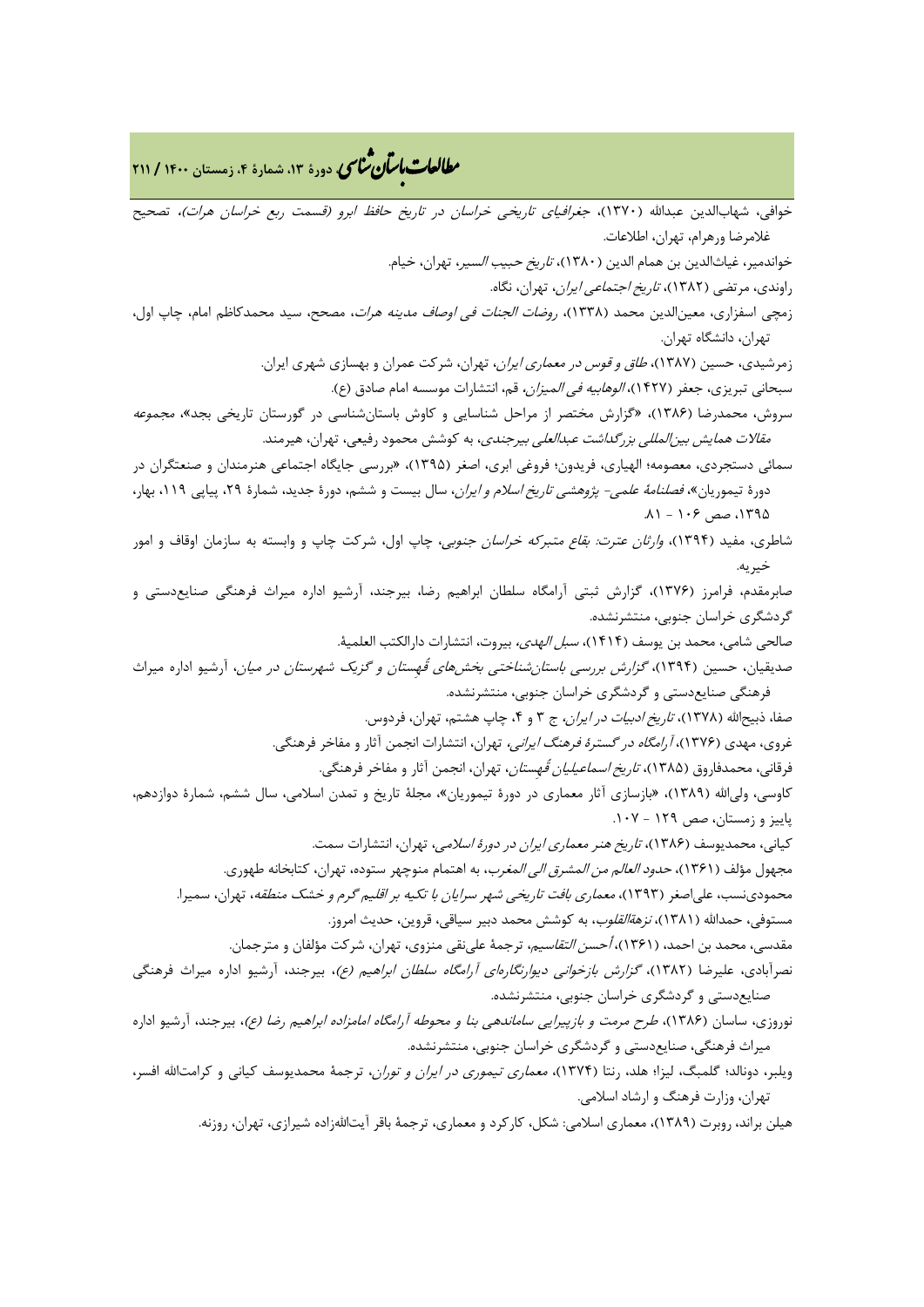خوافی، شهاب‌الدین عبدالله (۱۳۷۰)، *جغرافیای تاریخی خراسان در تاریخ حافظ ابرو (قسمت ربع خراسان هرات)*، تصحیح غلامرضا ورهرام، تهران، اطلاعات.

خواندمیر، غیاث‌الدین بن همام الدین (۱۳۸۰)، *تاریخ حبیب السیر*، تهران، خیام.

راوندی، مرتضی (۱۳۸۲)، *تاریخ اجتماعی ایران*، تهران، نگاه.

زمچی اسفزاری، معین‌الدین محمد (۱۳۳۸)، *روضات الجنات فی اوصاف مدینه هرات*، مصحح، سید محمدکاظم امام، چاپ اول، تهران، دانشگاه تهران.

زمرشیدی، حسین (۱۳۸۷)، *طاق و قوس در معماری ایران*، تهران، شرکت عمران و بهسازی شهری ایران.

سبحانی تبریزی، جعفر (۱۴۲۷)، *الوهابیه فی المیزان*، قم، انتشارات موسسه امام صادق (ع).

سروش، محمدرضا (۱۳۸۶)، «گزارش مختصر از مراحل شناسایی و کاوش باستان‌شناسی در گورستان تاریخی بجد»، *مجموعه مقالات همایش بین‌المللی بزرگداشت عبدالعلی بیرجندی*، به کوشش محمود رفیعی، تهران، هیرمند.

سمائی دستجردی، معصومه؛ الهیاری، فریدون؛ فروغی ابری، اصغر (۱۳۹۵)، «بررسی جایگاه اجتماعی هنرمندان و صنعتگران در دورهٔ تیموریان»، *فصلنامهٔ علمی- پژوهشی تاریخ اسلام و ایران*، سال بیست و ششم، دورهٔ جدید، شمارهٔ ۲۹، پیاپی ۱۱۹، بهار، ۱۳۹۵، صص ۱۰۶ - ۸۱.

شاطری، مفید (۱۳۹۴)، *وارثان عترت: بقاع متبرکه خراسان جنوبی*، چاپ اول، شرکت چاپ و وابسته به سازمان اوقاف و امور خیریه.

صابرمقدم، فرامرز (۱۳۷۶)، گزارش ثبتی آرامگاه سلطان ابراهیم رضا، بیرجند، آرشیو اداره میراث فرهنگی صنایع‌دستی و گردشگری خراسان جنوبی، منتشرنشده.

صالحی شامی، محمد بن یوسف (۱۴۱۴)، *سبل الهدی*، بیروت، انتشارات دارالکتب العلمیهٔ.

صدیقیان، حسین (۱۳۹۴)، *گزارش بررسی باستان‌شناختی بخش‌های قُهستان و گزیک شهرستان در میان*، آرشیو اداره میراث فرهنگی صنایع‌دستی و گردشگری خراسان جنوبی، منتشرنشده.

صفا، ذبیح‌الله (۱۳۷۸)، *تاریخ ادبیات در ایران*، ج ۳ و ۴، چاپ هشتم، تهران، فردوس.

غروی، مهدی (۱۳۷۶)، *آرامگاه در گسترهٔ فرهنگ ایرانی*، تهران، انتشارات انجمن آثار و مفاخر فرهنگی.

فرقانی، محمدفاروق (۱۳۸۵)، *تاریخ اسماعیلیان قُهستان*، تهران، انجمن آثار و مفاخر فرهنگی.

کاوسی، ولی‌الله (۱۳۸۹)، «بازسازی آثار معماری در دورهٔ تیموریان»، مجلهٔ تاریخ و تمدن اسلامی، سال ششم، شمارهٔ دوازدهم، پاییز و زمستان، صص ۱۲۹ - ۱۰۷.

کیانی، محمدیوسف (۱۳۸۶)، *تاریخ هنر معماری ایران در دورهٔ اسلامی*، تهران، انتشارات سمت.

مجهول مؤلف (۱۳۶۱)، *حدود العالم من المشرق الی المغرب*، به اهتمام منوچهر ستوده، تهران، کتابخانه طهوری.

محمودی‌نسب، علی‌اصغر (۱۳۹۳)، *معماری بافت تاریخی شهر سرایان با تکیه بر اقلیم گرم و خشک منطقه*، تهران، سمیرا.

مستوفی، حمدالله (۱۳۸۱)، *نزهةالقلوب*، به کوشش محمد دبیر سیاقی، قروین، حدیث امروز.

مقدسی، محمد بن احمد، (۱۳۶۱)، *أحسن التقاسیم*، ترجمهٔ علی‌نقی منزوی، تهران، شرکت مؤلفان و مترجمان.

نصرآبادی، علیرضا (۱۳۸۲)، *گزارش بازخوانی دیوارنگاره‌ای آرامگاه سلطان ابراهیم (ع)*، بیرجند، آرشیو اداره میراث فرهنگی صنایع‌دستی و گردشگری خراسان جنوبی، منتشرنشده.

نوروزی، ساسان (۱۳۸۶)، *طرح مرمت و بازپیرایی ساماندهی بنا و محوطه آرامگاه امامزاده ابراهیم رضا (ع)*، بیرجند، آرشیو اداره میراث فرهنگی، صنایع‌دستی و گردشگری خراسان جنوبی، منتشرنشده.

ویلبر، دونالد؛ گلمبگ، لیزا؛ هلد، رنتا (۱۳۷۴)، *معماری تیموری در ایران و توران*، ترجمهٔ محمدیوسف کیانی و کرامت‌الله افسر، تهران، وزارت فرهنگ و ارشاد اسلامی.

هیلن براند، روبرت (۱۳۸۹)، معماری اسلامی: شکل، کارکرد و معماری، ترجمهٔ باقر آیت‌الله‌زاده شیرازی، تهران، روزنه.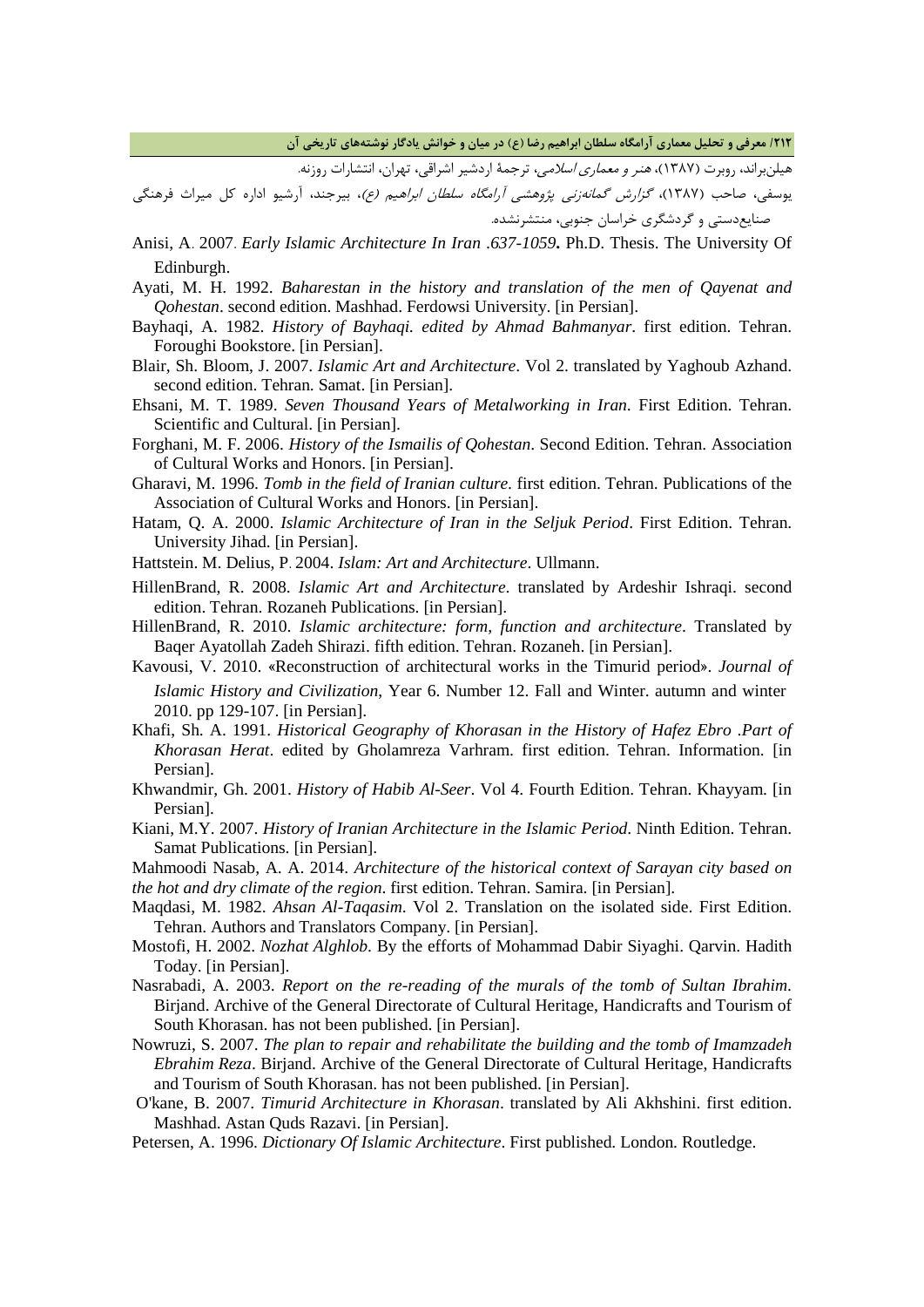هیلن‌براند، روبرت (۱۳۸۷)، *هنر و معماری اسلامی*، ترجمهٔ اردشیر اشراقی، تهران، انتشارات روزنه.

یوسفی، صاحب (۱۳۸۷)، *گزارش گمانه‌زنی پژوهشی آرامگاه سلطان ابراهیم (ع)*، بیرجند، آرشیو اداره کل میراث فرهنگی صنایع‌دستی و گردشگری خراسان جنوبی، منتشرنشده.

Anisi, A. 2007. *Early Islamic Architecture In Iran .637-1059***.** Ph.D. Thesis. The University Of Edinburgh.

Ayati, M. H. 1992. *Baharestan in the history and translation of the men of Qayenat and Qohestan*. second edition. Mashhad. Ferdowsi University. [in Persian].

Bayhaqi, A. 1982. *History of Bayhaqi. edited by Ahmad Bahmanyar*. first edition. Tehran. Foroughi Bookstore. [in Persian].

Blair, Sh. Bloom, J. 2007. *Islamic Art and Architecture*. Vol 2. translated by Yaghoub Azhand. second edition. Tehran. Samat. [in Persian].

Ehsani, M. T. 1989. *Seven Thousand Years of Metalworking in Iran*. First Edition. Tehran. Scientific and Cultural. [in Persian].

Forghani, M. F. 2006. *History of the Ismailis of Qohestan*. Second Edition. Tehran. Association of Cultural Works and Honors. [in Persian].

Gharavi, M. 1996. *Tomb in the field of Iranian culture*. first edition. Tehran. Publications of the Association of Cultural Works and Honors. [in Persian].

Hatam, Q. A. 2000. *Islamic Architecture of Iran in the Seljuk Period*. First Edition. Tehran. University Jihad. [in Persian].

Hattstein. M. Delius, P. 2004. *Islam: Art and Architecture*. Ullmann.

HillenBrand, R. 2008. *Islamic Art and Architecture*. translated by Ardeshir Ishraqi. second edition. Tehran. Rozaneh Publications. [in Persian].

HillenBrand, R. 2010. *Islamic architecture: form, function and architecture*. Translated by Baqer Ayatollah Zadeh Shirazi. fifth edition. Tehran. Rozaneh. [in Persian].

Kavousi, V. 2010. «Reconstruction of architectural works in the Timurid period». *Journal of Islamic History and Civilization*, Year 6. Number 12. Fall and Winter. autumn and winter 2010. pp 129-107. [in Persian].

Khafi, Sh. A. 1991. *Historical Geography of Khorasan in the History of Hafez Ebro .Part of Khorasan Herat*. edited by Gholamreza Varhram. first edition. Tehran. Information. [in Persian].

Khwandmir, Gh. 2001. *History of Habib Al-Seer*. Vol 4. Fourth Edition. Tehran. Khayyam. [in Persian].

Kiani, M.Y. 2007. *History of Iranian Architecture in the Islamic Period*. Ninth Edition. Tehran. Samat Publications. [in Persian].

Mahmoodi Nasab, A. A. 2014. *Architecture of the historical context of Sarayan city based on the hot and dry climate of the region*. first edition. Tehran. Samira. [in Persian].

Maqdasi, M. 1982. *Ahsan Al-Taqasim*. Vol 2. Translation on the isolated side. First Edition. Tehran. Authors and Translators Company. [in Persian].

Mostofi, H. 2002. *Nozhat Alghlob*. By the efforts of Mohammad Dabir Siyaghi. Qarvin. Hadith Today. [in Persian].

Nasrabadi, A. 2003. *Report on the re-reading of the murals of the tomb of Sultan Ibrahim*. Birjand. Archive of the General Directorate of Cultural Heritage, Handicrafts and Tourism of South Khorasan. has not been published. [in Persian].

Nowruzi, S. 2007. *The plan to repair and rehabilitate the building and the tomb of Imamzadeh Ebrahim Reza*. Birjand. Archive of the General Directorate of Cultural Heritage, Handicrafts and Tourism of South Khorasan. has not been published. [in Persian].

O'kane, B. 2007. *Timurid Architecture in Khorasan*. translated by Ali Akhshini. first edition. Mashhad. Astan Quds Razavi. [in Persian].

Petersen, A. 1996. *Dictionary Of Islamic Architecture*. First published. London. Routledge.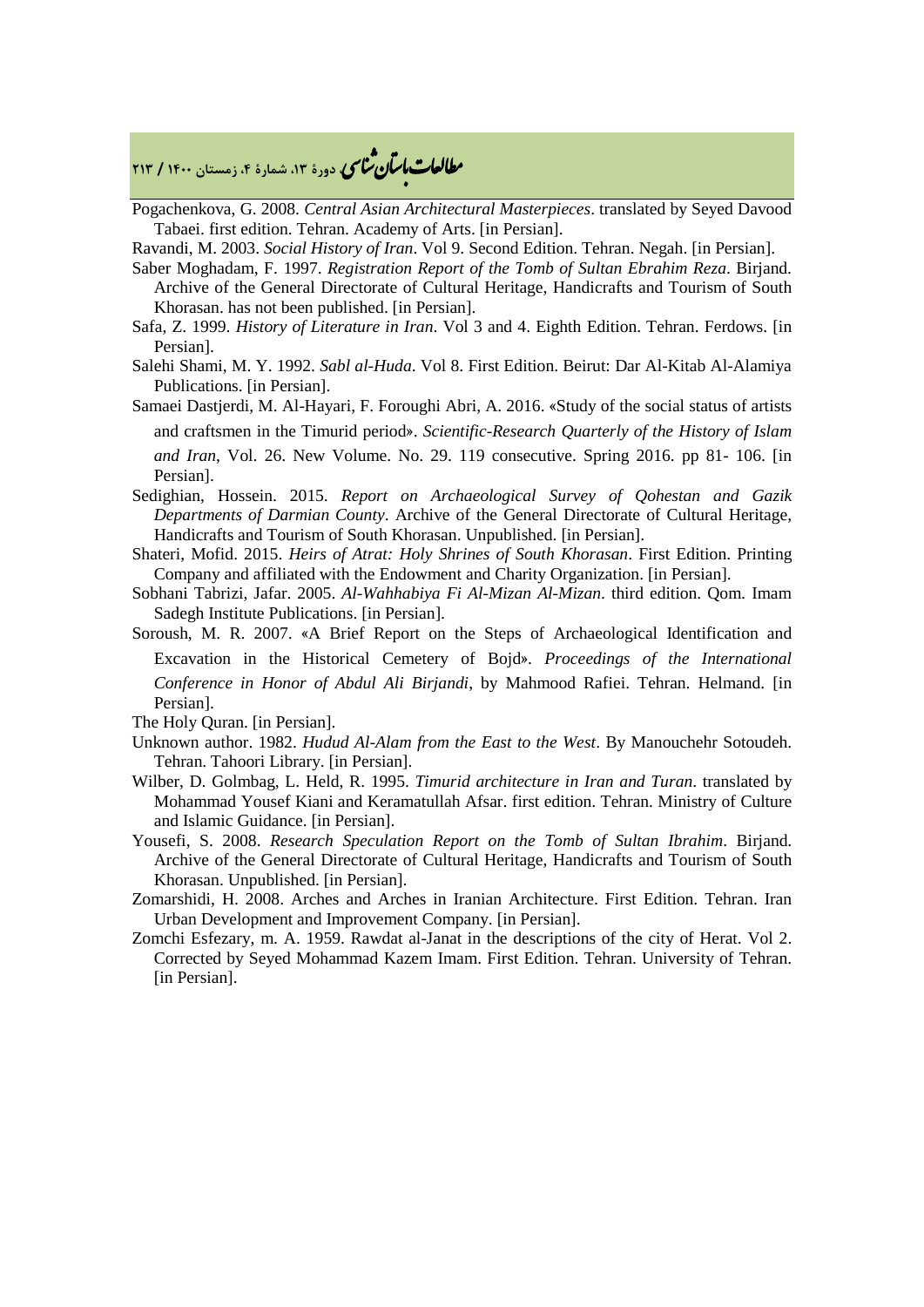Pogachenkova, G. 2008. *Central Asian Architectural Masterpieces*. translated by Seyed Davood Tabaei. first edition. Tehran. Academy of Arts. [in Persian].

Ravandi, M. 2003. *Social History of Iran*. Vol 9. Second Edition. Tehran. Negah. [in Persian].

Saber Moghadam, F. 1997. *Registration Report of the Tomb of Sultan Ebrahim Reza*. Birjand. Archive of the General Directorate of Cultural Heritage, Handicrafts and Tourism of South Khorasan. has not been published. [in Persian].

Safa, Z. 1999. *History of Literature in Iran*. Vol 3 and 4. Eighth Edition. Tehran. Ferdows. [in Persian].

Salehi Shami, M. Y. 1992. *Sabl al-Huda*. Vol 8. First Edition. Beirut: Dar Al-Kitab Al-Alamiya Publications. [in Persian].

Samaei Dastjerdi, M. Al-Hayari, F. Foroughi Abri, A. 2016. «Study of the social status of artists and craftsmen in the Timurid period». *Scientific-Research Quarterly of the History of Islam and Iran*, Vol. 26. New Volume. No. 29. 119 consecutive. Spring 2016. pp 81- 106. [in Persian].

Sedighian, Hossein. 2015. *Report on Archaeological Survey of Qohestan and Gazik Departments of Darmian County*. Archive of the General Directorate of Cultural Heritage, Handicrafts and Tourism of South Khorasan. Unpublished. [in Persian].

Shateri, Mofid. 2015. *Heirs of Atrat: Holy Shrines of South Khorasan*. First Edition. Printing Company and affiliated with the Endowment and Charity Organization. [in Persian].

Sobhani Tabrizi, Jafar. 2005. *Al-Wahhabiya Fi Al-Mizan Al-Mizan*. third edition. Qom. Imam Sadegh Institute Publications. [in Persian].

Soroush, M. R. 2007. «A Brief Report on the Steps of Archaeological Identification and Excavation in the Historical Cemetery of Bojd». *Proceedings of the International Conference in Honor of Abdul Ali Birjandi*, by Mahmood Rafiei. Tehran. Helmand. [in Persian].

The Holy Quran. [in Persian].

Unknown author. 1982. *Hudud Al-Alam from the East to the West*. By Manouchehr Sotoudeh. Tehran. Tahoori Library. [in Persian].

Wilber, D. Golmbag, L. Held, R. 1995. *Timurid architecture in Iran and Turan*. translated by Mohammad Yousef Kiani and Keramatullah Afsar. first edition. Tehran. Ministry of Culture and Islamic Guidance. [in Persian].

Yousefi, S. 2008. *Research Speculation Report on the Tomb of Sultan Ibrahim*. Birjand. Archive of the General Directorate of Cultural Heritage, Handicrafts and Tourism of South Khorasan. Unpublished. [in Persian].

Zomarshidi, H. 2008. Arches and Arches in Iranian Architecture. First Edition. Tehran. Iran Urban Development and Improvement Company. [in Persian].

Zomchi Esfezary, m. A. 1959. Rawdat al-Janat in the descriptions of the city of Herat. Vol 2. Corrected by Seyed Mohammad Kazem Imam. First Edition. Tehran. University of Tehran. [in Persian].